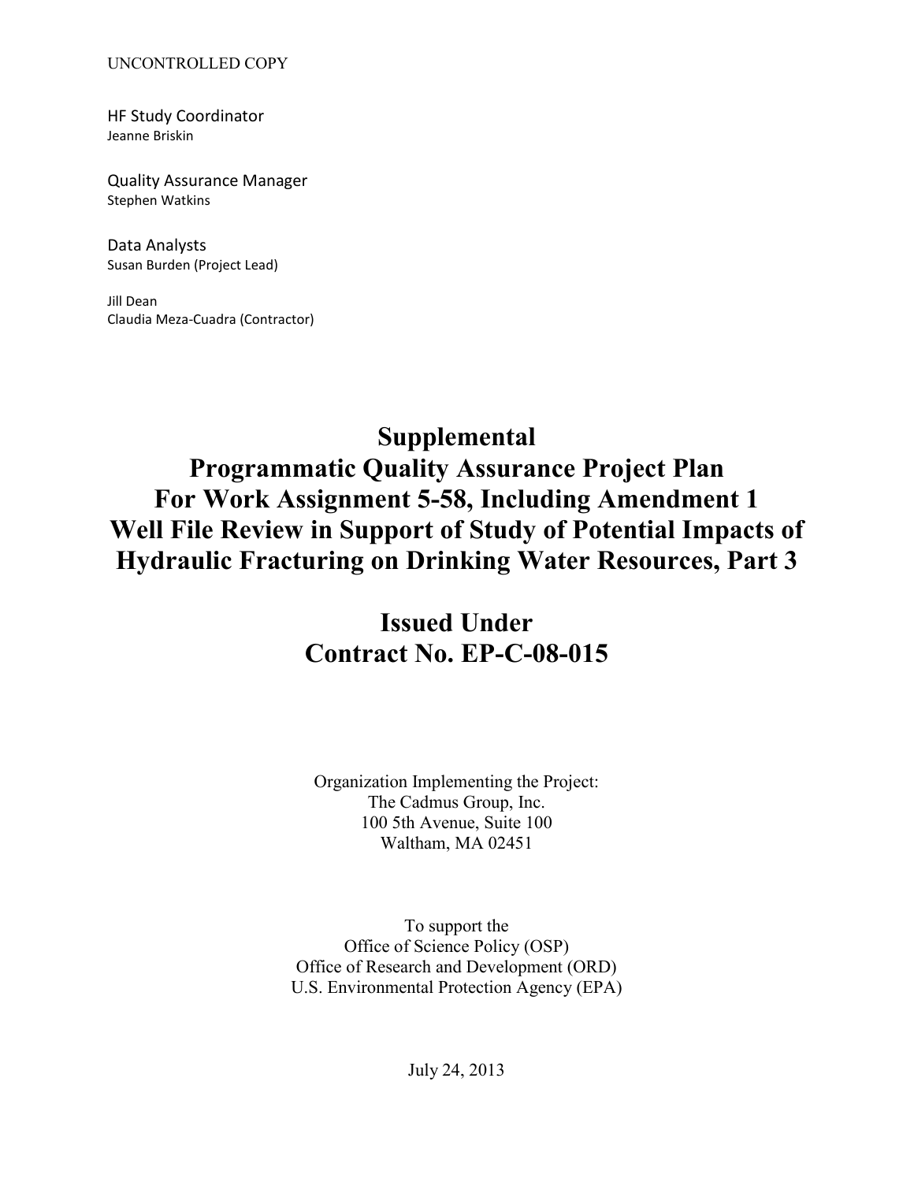UNCONTROLLED COPY

HF Study Coordinator
Jeanne Briskin

Quality Assurance Manager
Stephen Watkins

Data Analysts
Susan Burden (Project Lead)

Jill Dean
Claudia Meza-Cuadra (Contractor)

# Supplemental Programmatic Quality Assurance Project Plan For Work Assignment 5-58, Including Amendment 1 Well File Review in Support of Study of Potential Impacts of Hydraulic Fracturing on Drinking Water Resources, Part 3

## Issued Under Contract No. EP-C-08-015

Organization Implementing the Project:
The Cadmus Group, Inc.
100 5th Avenue, Suite 100
Waltham, MA 02451

To support the
Office of Science Policy (OSP)
Office of Research and Development (ORD)
U.S. Environmental Protection Agency (EPA)

July 24, 2013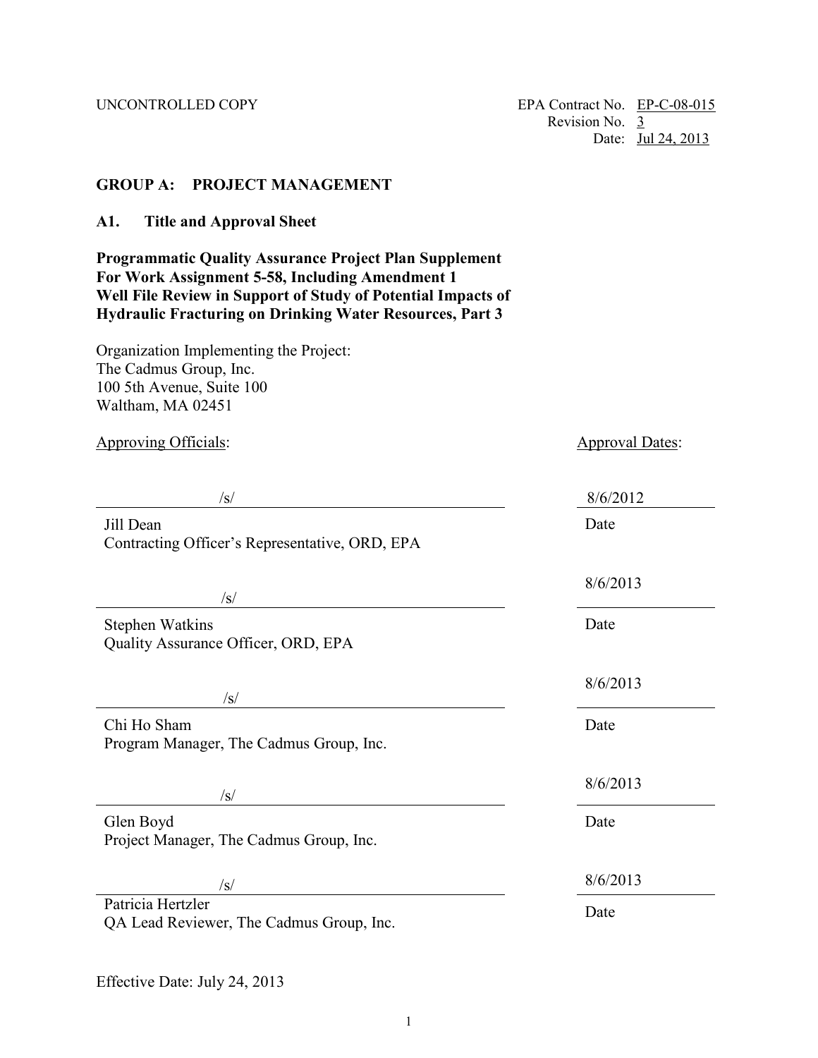UNCONTROLLED COPY

EPA Contract No. EP-C-08-015
Revision No. 3
Date: Jul 24, 2013

## GROUP A: PROJECT MANAGEMENT

### A1. Title and Approval Sheet

**Programmatic Quality Assurance Project Plan Supplement For Work Assignment 5-58, Including Amendment 1 Well File Review in Support of Study of Potential Impacts of Hydraulic Fracturing on Drinking Water Resources, Part 3**

Organization Implementing the Project:
The Cadmus Group, Inc.
100 5th Avenue, Suite 100
Waltham, MA 02451

| Approving Officials: | Approval Dates: |
|---|---|
| /s/<br>Jill Dean<br>Contracting Officer's Representative, ORD, EPA | 8/6/2012<br>Date |
| /s/<br>Stephen Watkins<br>Quality Assurance Officer, ORD, EPA | 8/6/2013<br>Date |
| /s/<br>Chi Ho Sham<br>Program Manager, The Cadmus Group, Inc. | 8/6/2013<br>Date |
| /s/<br>Glen Boyd<br>Project Manager, The Cadmus Group, Inc. | 8/6/2013<br>Date |
| /s/<br>Patricia Hertzler<br>QA Lead Reviewer, The Cadmus Group, Inc. | 8/6/2013<br>Date |

Effective Date: July 24, 2013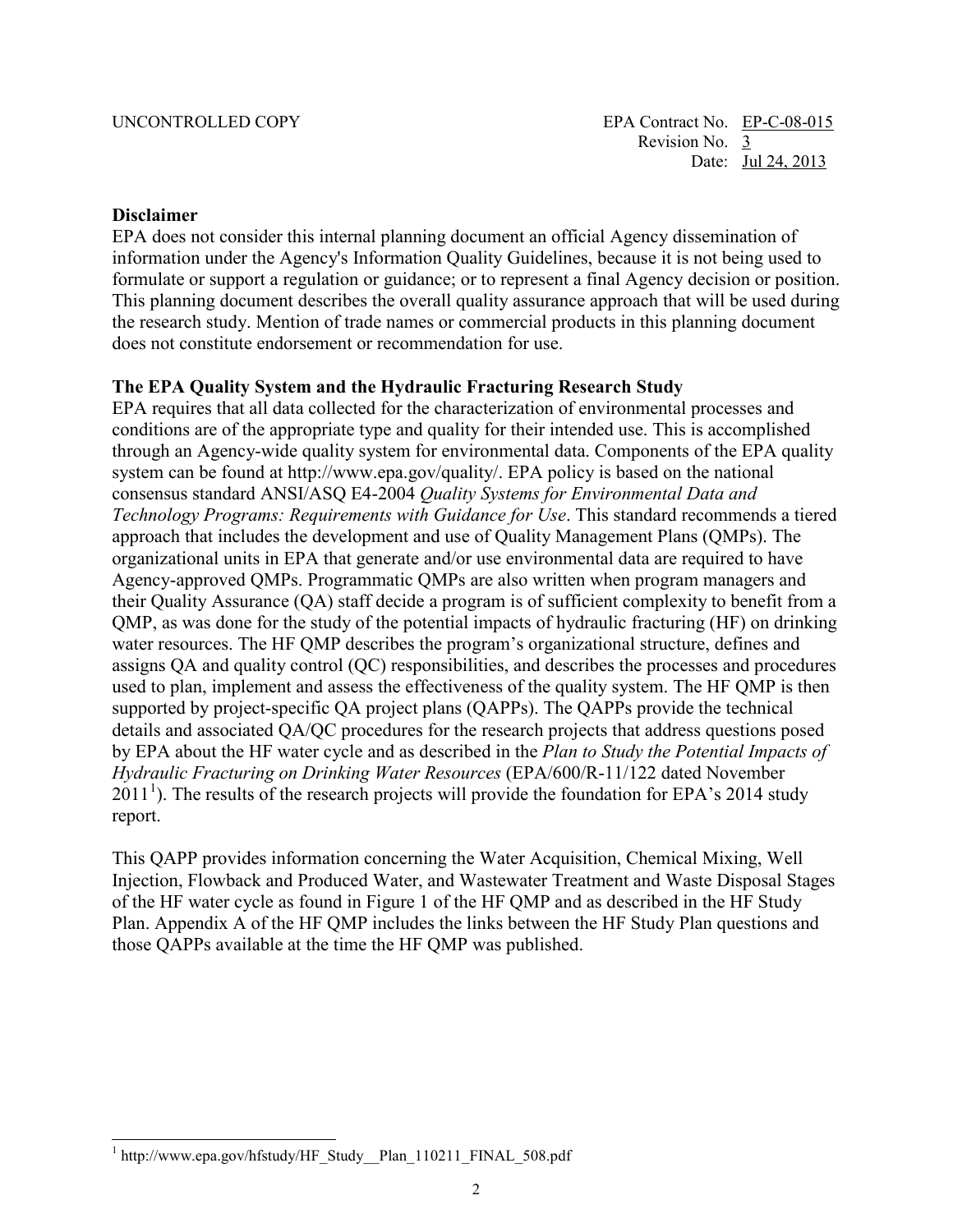UNCONTROLLED COPY

EPA Contract No. EP-C-08-015
Revision No. 3
Date: Jul 24, 2013

**Disclaimer**
EPA does not consider this internal planning document an official Agency dissemination of information under the Agency's Information Quality Guidelines, because it is not being used to formulate or support a regulation or guidance; or to represent a final Agency decision or position. This planning document describes the overall quality assurance approach that will be used during the research study. Mention of trade names or commercial products in this planning document does not constitute endorsement or recommendation for use.

**The EPA Quality System and the Hydraulic Fracturing Research Study**
EPA requires that all data collected for the characterization of environmental processes and conditions are of the appropriate type and quality for their intended use. This is accomplished through an Agency-wide quality system for environmental data. Components of the EPA quality system can be found at http://www.epa.gov/quality/. EPA policy is based on the national consensus standard ANSI/ASQ E4-2004 *Quality Systems for Environmental Data and Technology Programs: Requirements with Guidance for Use*. This standard recommends a tiered approach that includes the development and use of Quality Management Plans (QMPs). The organizational units in EPA that generate and/or use environmental data are required to have Agency-approved QMPs. Programmatic QMPs are also written when program managers and their Quality Assurance (QA) staff decide a program is of sufficient complexity to benefit from a QMP, as was done for the study of the potential impacts of hydraulic fracturing (HF) on drinking water resources. The HF QMP describes the program's organizational structure, defines and assigns QA and quality control (QC) responsibilities, and describes the processes and procedures used to plan, implement and assess the effectiveness of the quality system. The HF QMP is then supported by project-specific QA project plans (QAPPs). The QAPPs provide the technical details and associated QA/QC procedures for the research projects that address questions posed by EPA about the HF water cycle and as described in the *Plan to Study the Potential Impacts of Hydraulic Fracturing on Drinking Water Resources* (EPA/600/R-11/122 dated November 2011[1]). The results of the research projects will provide the foundation for EPA's 2014 study report.

This QAPP provides information concerning the Water Acquisition, Chemical Mixing, Well Injection, Flowback and Produced Water, and Wastewater Treatment and Waste Disposal Stages of the HF water cycle as found in Figure 1 of the HF QMP and as described in the HF Study Plan. Appendix A of the HF QMP includes the links between the HF Study Plan questions and those QAPPs available at the time the HF QMP was published.

[1] http://www.epa.gov/hfstudy/HF_Study__Plan_110211_FINAL_508.pdf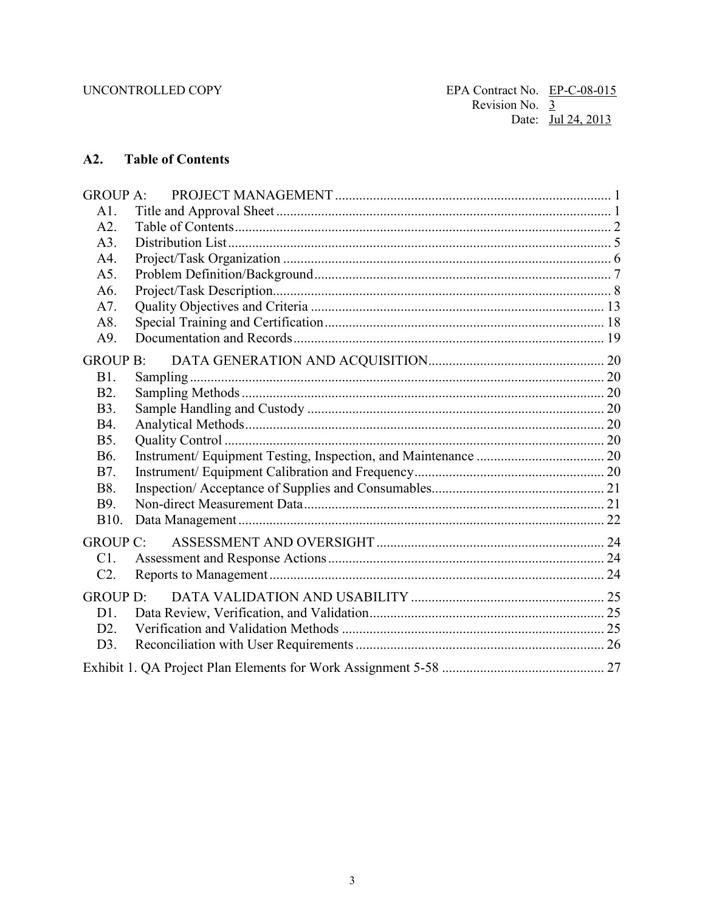## A2. Table of Contents

GROUP A: PROJECT MANAGEMENT ... 1
- A1. Title and Approval Sheet ... 1
- A2. Table of Contents ... 2
- A3. Distribution List ... 5
- A4. Project/Task Organization ... 6
- A5. Problem Definition/Background ... 7
- A6. Project/Task Description ... 8
- A7. Quality Objectives and Criteria ... 13
- A8. Special Training and Certification ... 18
- A9. Documentation and Records ... 19

GROUP B: DATA GENERATION AND ACQUISITION ... 20
- B1. Sampling ... 20
- B2. Sampling Methods ... 20
- B3. Sample Handling and Custody ... 20
- B4. Analytical Methods ... 20
- B5. Quality Control ... 20
- B6. Instrument/ Equipment Testing, Inspection, and Maintenance ... 20
- B7. Instrument/ Equipment Calibration and Frequency ... 20
- B8. Inspection/ Acceptance of Supplies and Consumables ... 21
- B9. Non-direct Measurement Data ... 21
- B10. Data Management ... 22

GROUP C: ASSESSMENT AND OVERSIGHT ... 24
- C1. Assessment and Response Actions ... 24
- C2. Reports to Management ... 24

GROUP D: DATA VALIDATION AND USABILITY ... 25
- D1. Data Review, Verification, and Validation ... 25
- D2. Verification and Validation Methods ... 25
- D3. Reconciliation with User Requirements ... 26

Exhibit 1. QA Project Plan Elements for Work Assignment 5-58 ... 27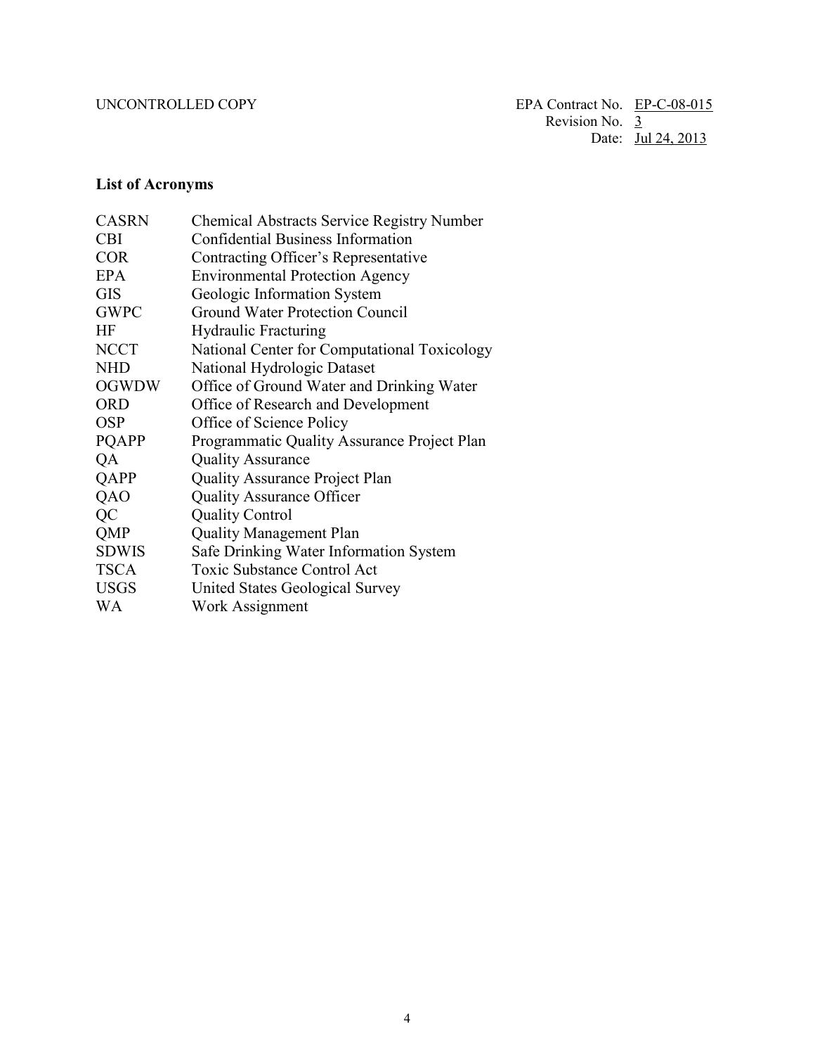## List of Acronyms

| | |
|---|---|
| CASRN | Chemical Abstracts Service Registry Number |
| CBI | Confidential Business Information |
| COR | Contracting Officer's Representative |
| EPA | Environmental Protection Agency |
| GIS | Geologic Information System |
| GWPC | Ground Water Protection Council |
| HF | Hydraulic Fracturing |
| NCCT | National Center for Computational Toxicology |
| NHD | National Hydrologic Dataset |
| OGWDW | Office of Ground Water and Drinking Water |
| ORD | Office of Research and Development |
| OSP | Office of Science Policy |
| PQAPP | Programmatic Quality Assurance Project Plan |
| QA | Quality Assurance |
| QAPP | Quality Assurance Project Plan |
| QAO | Quality Assurance Officer |
| QC | Quality Control |
| QMP | Quality Management Plan |
| SDWIS | Safe Drinking Water Information System |
| TSCA | Toxic Substance Control Act |
| USGS | United States Geological Survey |
| WA | Work Assignment |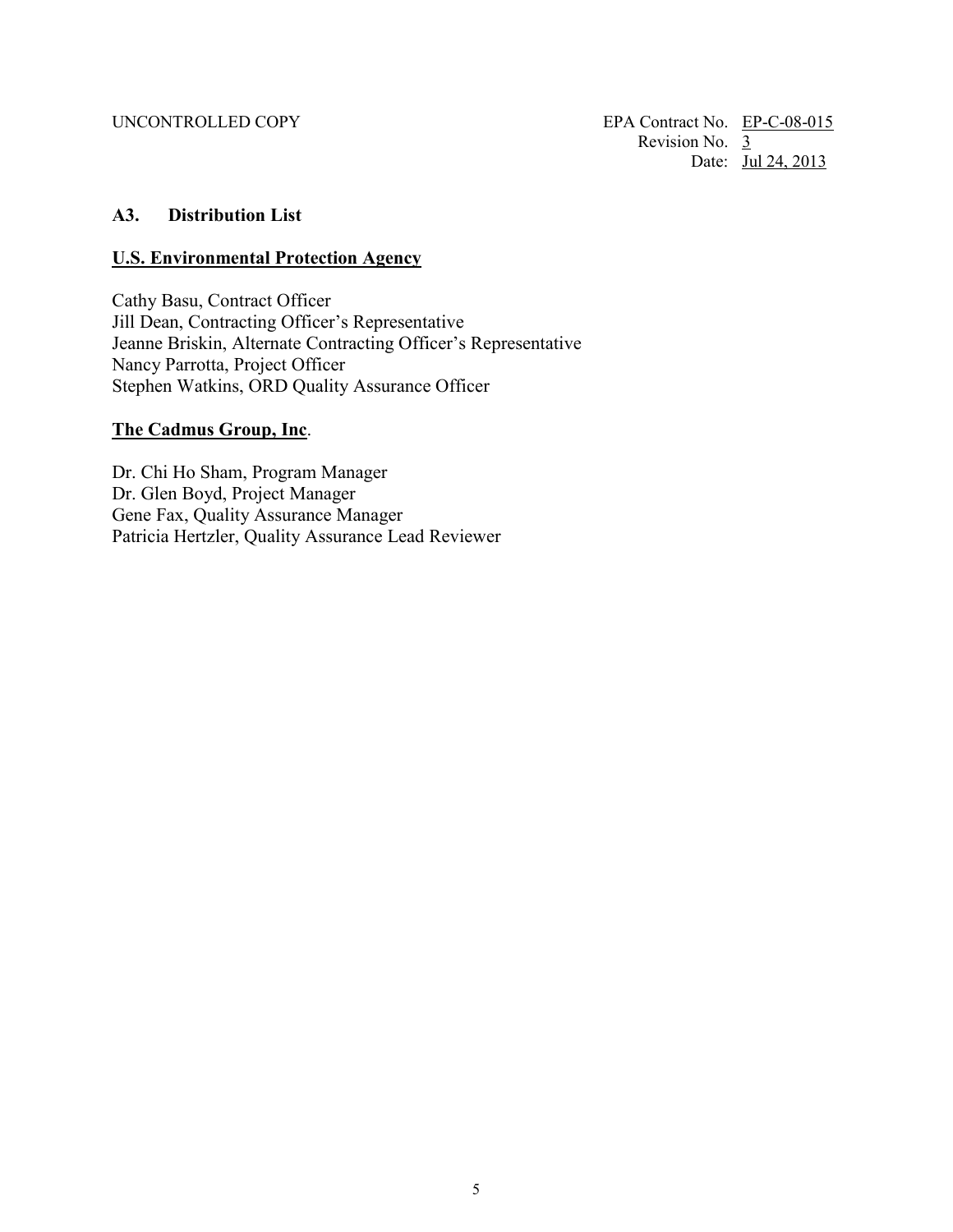## A3. Distribution List

**U.S. Environmental Protection Agency**

Cathy Basu, Contract Officer
Jill Dean, Contracting Officer's Representative
Jeanne Briskin, Alternate Contracting Officer's Representative
Nancy Parrotta, Project Officer
Stephen Watkins, ORD Quality Assurance Officer

**The Cadmus Group, Inc**.

Dr. Chi Ho Sham, Program Manager
Dr. Glen Boyd, Project Manager
Gene Fax, Quality Assurance Manager
Patricia Hertzler, Quality Assurance Lead Reviewer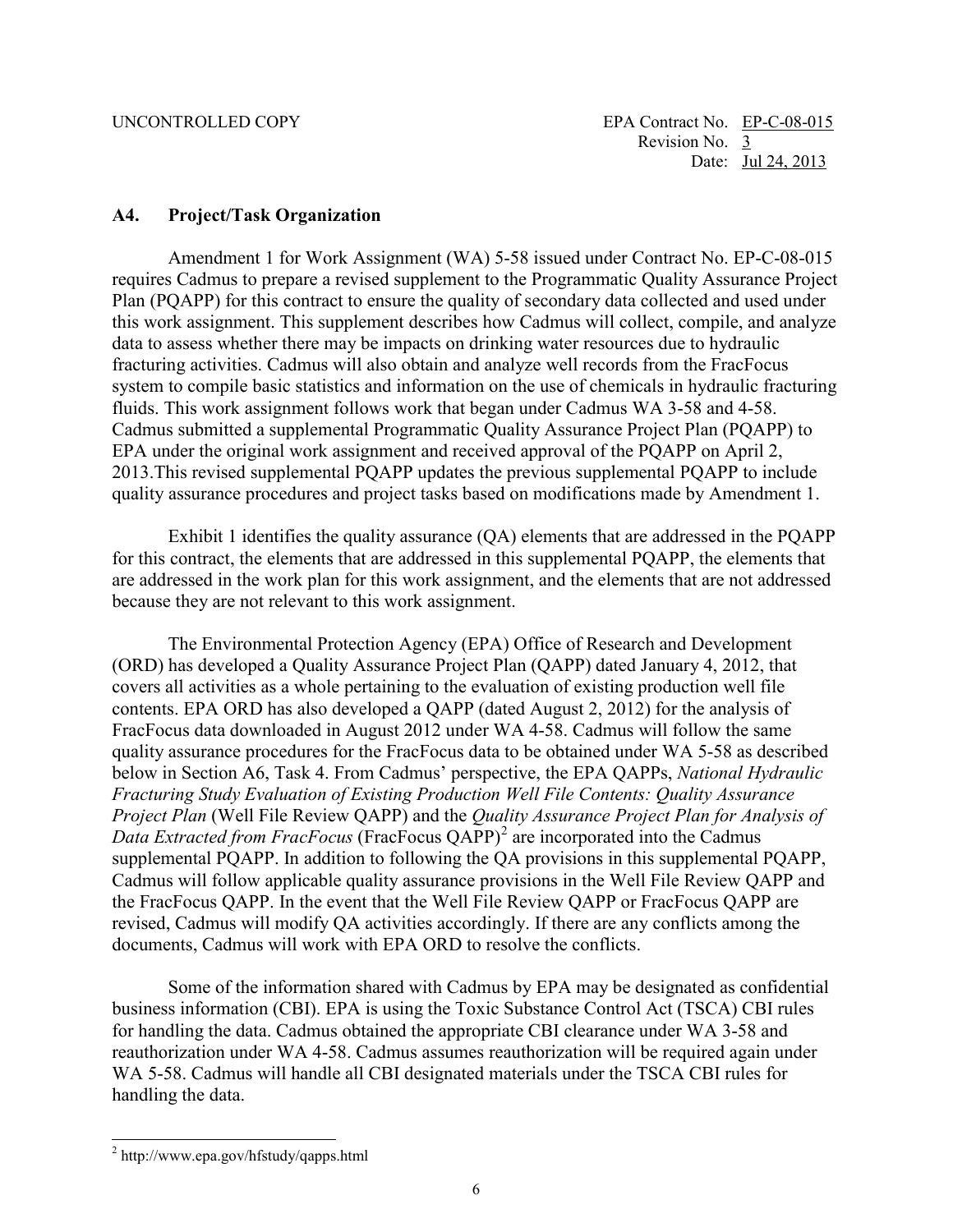## A4. Project/Task Organization

Amendment 1 for Work Assignment (WA) 5-58 issued under Contract No. EP-C-08-015 requires Cadmus to prepare a revised supplement to the Programmatic Quality Assurance Project Plan (PQAPP) for this contract to ensure the quality of secondary data collected and used under this work assignment. This supplement describes how Cadmus will collect, compile, and analyze data to assess whether there may be impacts on drinking water resources due to hydraulic fracturing activities. Cadmus will also obtain and analyze well records from the FracFocus system to compile basic statistics and information on the use of chemicals in hydraulic fracturing fluids. This work assignment follows work that began under Cadmus WA 3-58 and 4-58. Cadmus submitted a supplemental Programmatic Quality Assurance Project Plan (PQAPP) to EPA under the original work assignment and received approval of the PQAPP on April 2, 2013.This revised supplemental PQAPP updates the previous supplemental PQAPP to include quality assurance procedures and project tasks based on modifications made by Amendment 1.

Exhibit 1 identifies the quality assurance (QA) elements that are addressed in the PQAPP for this contract, the elements that are addressed in this supplemental PQAPP, the elements that are addressed in the work plan for this work assignment, and the elements that are not addressed because they are not relevant to this work assignment.

The Environmental Protection Agency (EPA) Office of Research and Development (ORD) has developed a Quality Assurance Project Plan (QAPP) dated January 4, 2012, that covers all activities as a whole pertaining to the evaluation of existing production well file contents. EPA ORD has also developed a QAPP (dated August 2, 2012) for the analysis of FracFocus data downloaded in August 2012 under WA 4-58. Cadmus will follow the same quality assurance procedures for the FracFocus data to be obtained under WA 5-58 as described below in Section A6, Task 4. From Cadmus' perspective, the EPA QAPPs, *National Hydraulic Fracturing Study Evaluation of Existing Production Well File Contents: Quality Assurance Project Plan* (Well File Review QAPP) and the *Quality Assurance Project Plan for Analysis of Data Extracted from FracFocus* (FracFocus QAPP)[2] are incorporated into the Cadmus supplemental PQAPP. In addition to following the QA provisions in this supplemental PQAPP, Cadmus will follow applicable quality assurance provisions in the Well File Review QAPP and the FracFocus QAPP. In the event that the Well File Review QAPP or FracFocus QAPP are revised, Cadmus will modify QA activities accordingly. If there are any conflicts among the documents, Cadmus will work with EPA ORD to resolve the conflicts.

Some of the information shared with Cadmus by EPA may be designated as confidential business information (CBI). EPA is using the Toxic Substance Control Act (TSCA) CBI rules for handling the data. Cadmus obtained the appropriate CBI clearance under WA 3-58 and reauthorization under WA 4-58. Cadmus assumes reauthorization will be required again under WA 5-58. Cadmus will handle all CBI designated materials under the TSCA CBI rules for handling the data.

[2] http://www.epa.gov/hfstudy/qapps.html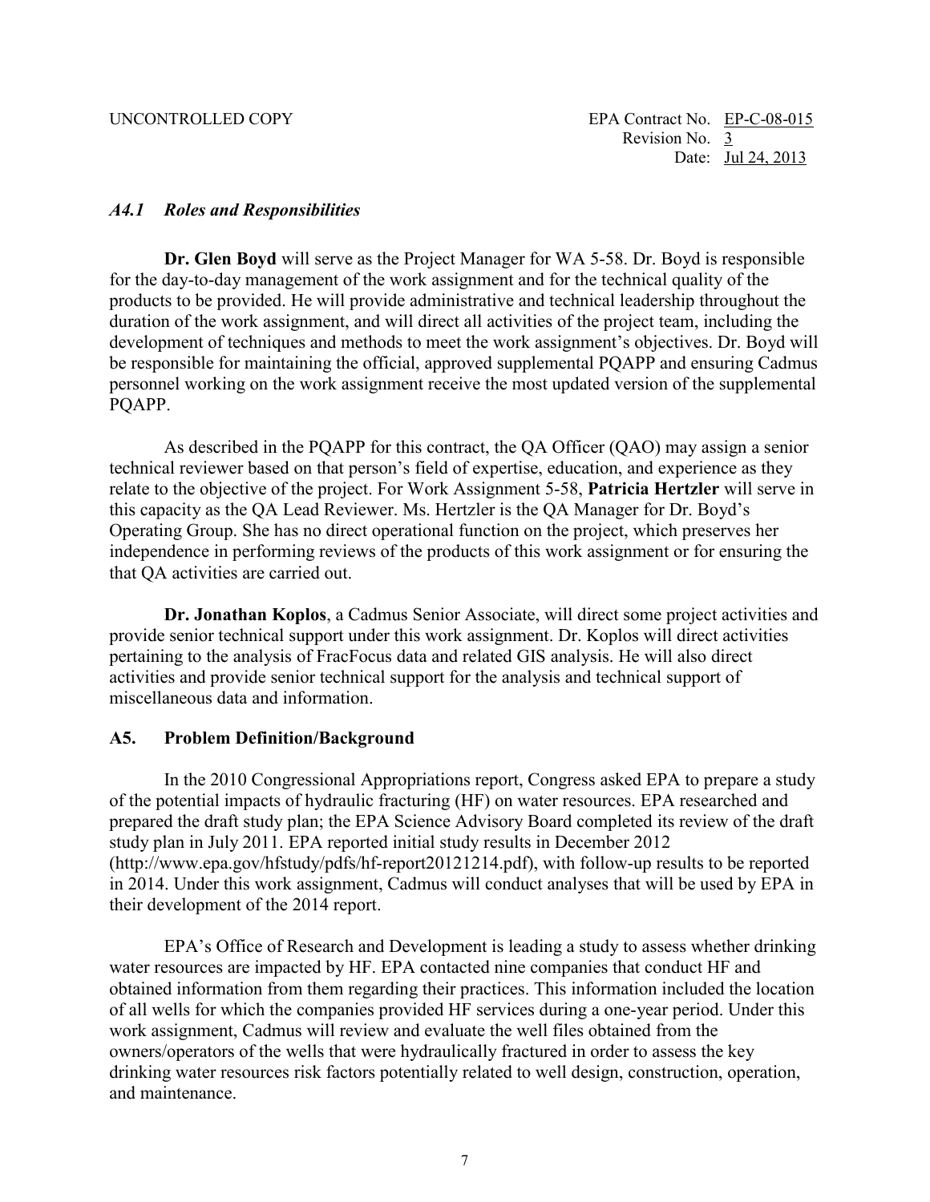### *A4.1 Roles and Responsibilities*

**Dr. Glen Boyd** will serve as the Project Manager for WA 5-58. Dr. Boyd is responsible for the day-to-day management of the work assignment and for the technical quality of the products to be provided. He will provide administrative and technical leadership throughout the duration of the work assignment, and will direct all activities of the project team, including the development of techniques and methods to meet the work assignment's objectives. Dr. Boyd will be responsible for maintaining the official, approved supplemental PQAPP and ensuring Cadmus personnel working on the work assignment receive the most updated version of the supplemental PQAPP.

As described in the PQAPP for this contract, the QA Officer (QAO) may assign a senior technical reviewer based on that person's field of expertise, education, and experience as they relate to the objective of the project. For Work Assignment 5-58, **Patricia Hertzler** will serve in this capacity as the QA Lead Reviewer. Ms. Hertzler is the QA Manager for Dr. Boyd's Operating Group. She has no direct operational function on the project, which preserves her independence in performing reviews of the products of this work assignment or for ensuring the that QA activities are carried out.

**Dr. Jonathan Koplos**, a Cadmus Senior Associate, will direct some project activities and provide senior technical support under this work assignment. Dr. Koplos will direct activities pertaining to the analysis of FracFocus data and related GIS analysis. He will also direct activities and provide senior technical support for the analysis and technical support of miscellaneous data and information.

## A5. Problem Definition/Background

In the 2010 Congressional Appropriations report, Congress asked EPA to prepare a study of the potential impacts of hydraulic fracturing (HF) on water resources. EPA researched and prepared the draft study plan; the EPA Science Advisory Board completed its review of the draft study plan in July 2011. EPA reported initial study results in December 2012 (http://www.epa.gov/hfstudy/pdfs/hf-report20121214.pdf), with follow-up results to be reported in 2014. Under this work assignment, Cadmus will conduct analyses that will be used by EPA in their development of the 2014 report.

EPA's Office of Research and Development is leading a study to assess whether drinking water resources are impacted by HF. EPA contacted nine companies that conduct HF and obtained information from them regarding their practices. This information included the location of all wells for which the companies provided HF services during a one-year period. Under this work assignment, Cadmus will review and evaluate the well files obtained from the owners/operators of the wells that were hydraulically fractured in order to assess the key drinking water resources risk factors potentially related to well design, construction, operation, and maintenance.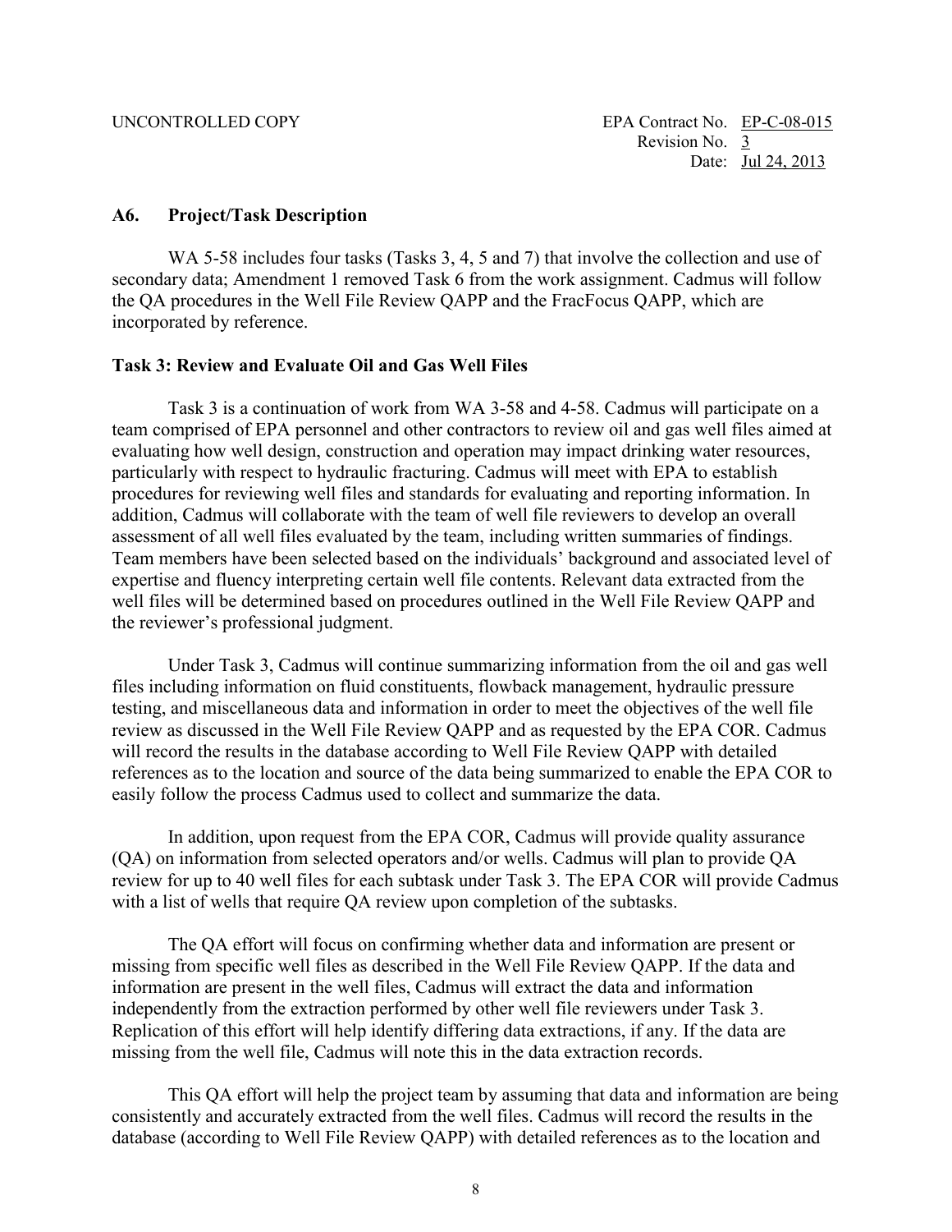## A6. Project/Task Description

WA 5-58 includes four tasks (Tasks 3, 4, 5 and 7) that involve the collection and use of secondary data; Amendment 1 removed Task 6 from the work assignment. Cadmus will follow the QA procedures in the Well File Review QAPP and the FracFocus QAPP, which are incorporated by reference.

### Task 3: Review and Evaluate Oil and Gas Well Files

Task 3 is a continuation of work from WA 3-58 and 4-58. Cadmus will participate on a team comprised of EPA personnel and other contractors to review oil and gas well files aimed at evaluating how well design, construction and operation may impact drinking water resources, particularly with respect to hydraulic fracturing. Cadmus will meet with EPA to establish procedures for reviewing well files and standards for evaluating and reporting information. In addition, Cadmus will collaborate with the team of well file reviewers to develop an overall assessment of all well files evaluated by the team, including written summaries of findings. Team members have been selected based on the individuals' background and associated level of expertise and fluency interpreting certain well file contents. Relevant data extracted from the well files will be determined based on procedures outlined in the Well File Review QAPP and the reviewer's professional judgment.

Under Task 3, Cadmus will continue summarizing information from the oil and gas well files including information on fluid constituents, flowback management, hydraulic pressure testing, and miscellaneous data and information in order to meet the objectives of the well file review as discussed in the Well File Review QAPP and as requested by the EPA COR. Cadmus will record the results in the database according to Well File Review QAPP with detailed references as to the location and source of the data being summarized to enable the EPA COR to easily follow the process Cadmus used to collect and summarize the data.

In addition, upon request from the EPA COR, Cadmus will provide quality assurance (QA) on information from selected operators and/or wells. Cadmus will plan to provide QA review for up to 40 well files for each subtask under Task 3. The EPA COR will provide Cadmus with a list of wells that require QA review upon completion of the subtasks.

The QA effort will focus on confirming whether data and information are present or missing from specific well files as described in the Well File Review QAPP. If the data and information are present in the well files, Cadmus will extract the data and information independently from the extraction performed by other well file reviewers under Task 3. Replication of this effort will help identify differing data extractions, if any. If the data are missing from the well file, Cadmus will note this in the data extraction records.

This QA effort will help the project team by assuming that data and information are being consistently and accurately extracted from the well files. Cadmus will record the results in the database (according to Well File Review QAPP) with detailed references as to the location and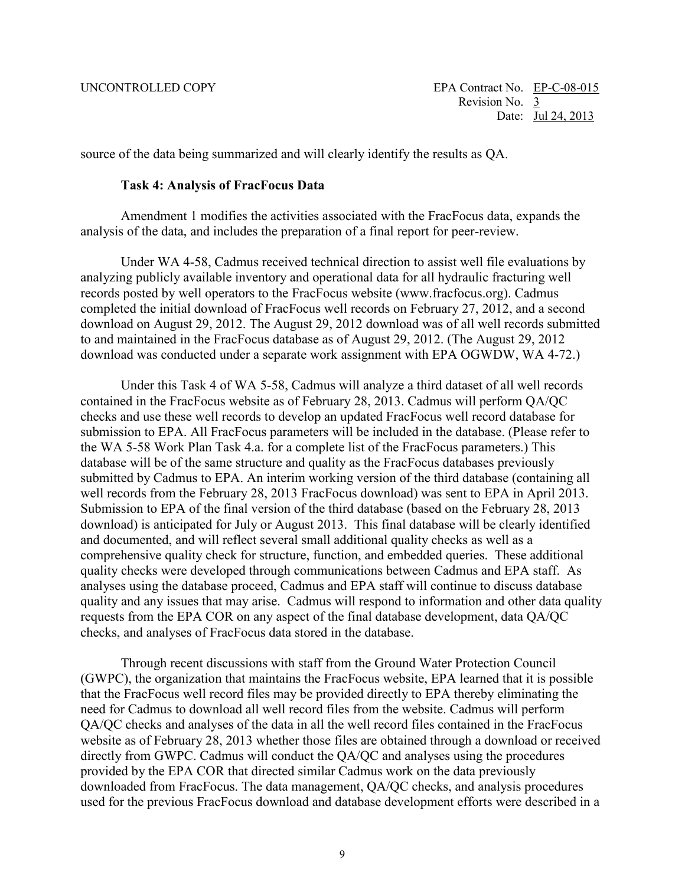source of the data being summarized and will clearly identify the results as QA.

### Task 4: Analysis of FracFocus Data

Amendment 1 modifies the activities associated with the FracFocus data, expands the analysis of the data, and includes the preparation of a final report for peer-review.

Under WA 4-58, Cadmus received technical direction to assist well file evaluations by analyzing publicly available inventory and operational data for all hydraulic fracturing well records posted by well operators to the FracFocus website (www.fracfocus.org). Cadmus completed the initial download of FracFocus well records on February 27, 2012, and a second download on August 29, 2012. The August 29, 2012 download was of all well records submitted to and maintained in the FracFocus database as of August 29, 2012. (The August 29, 2012 download was conducted under a separate work assignment with EPA OGWDW, WA 4-72.)

Under this Task 4 of WA 5-58, Cadmus will analyze a third dataset of all well records contained in the FracFocus website as of February 28, 2013. Cadmus will perform QA/QC checks and use these well records to develop an updated FracFocus well record database for submission to EPA. All FracFocus parameters will be included in the database. (Please refer to the WA 5-58 Work Plan Task 4.a. for a complete list of the FracFocus parameters.) This database will be of the same structure and quality as the FracFocus databases previously submitted by Cadmus to EPA. An interim working version of the third database (containing all well records from the February 28, 2013 FracFocus download) was sent to EPA in April 2013. Submission to EPA of the final version of the third database (based on the February 28, 2013 download) is anticipated for July or August 2013. This final database will be clearly identified and documented, and will reflect several small additional quality checks as well as a comprehensive quality check for structure, function, and embedded queries. These additional quality checks were developed through communications between Cadmus and EPA staff. As analyses using the database proceed, Cadmus and EPA staff will continue to discuss database quality and any issues that may arise. Cadmus will respond to information and other data quality requests from the EPA COR on any aspect of the final database development, data QA/QC checks, and analyses of FracFocus data stored in the database.

Through recent discussions with staff from the Ground Water Protection Council (GWPC), the organization that maintains the FracFocus website, EPA learned that it is possible that the FracFocus well record files may be provided directly to EPA thereby eliminating the need for Cadmus to download all well record files from the website. Cadmus will perform QA/QC checks and analyses of the data in all the well record files contained in the FracFocus website as of February 28, 2013 whether those files are obtained through a download or received directly from GWPC. Cadmus will conduct the QA/QC and analyses using the procedures provided by the EPA COR that directed similar Cadmus work on the data previously downloaded from FracFocus. The data management, QA/QC checks, and analysis procedures used for the previous FracFocus download and database development efforts were described in a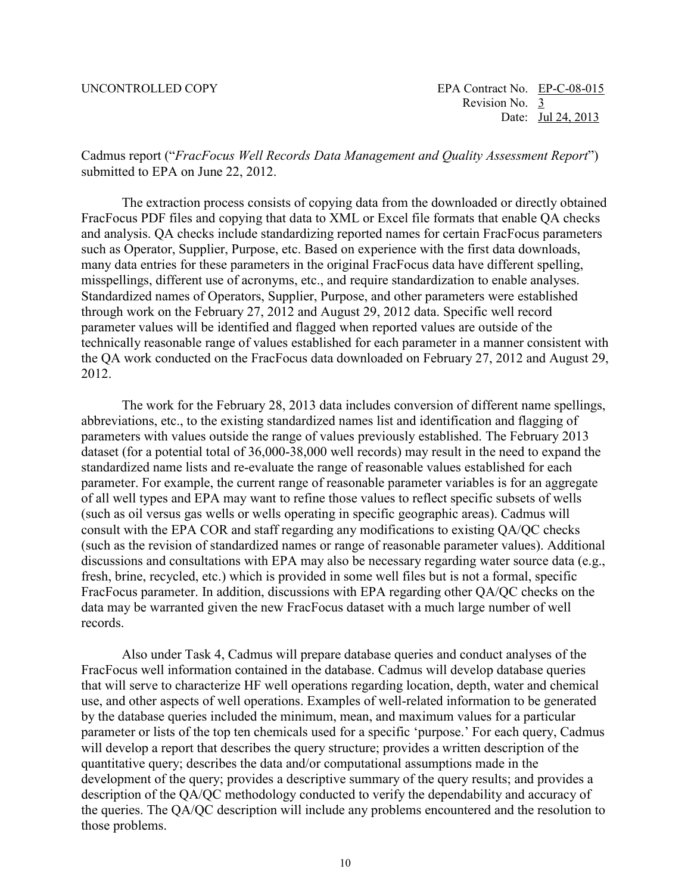Cadmus report ("*FracFocus Well Records Data Management and Quality Assessment Report*") submitted to EPA on June 22, 2012.

The extraction process consists of copying data from the downloaded or directly obtained FracFocus PDF files and copying that data to XML or Excel file formats that enable QA checks and analysis. QA checks include standardizing reported names for certain FracFocus parameters such as Operator, Supplier, Purpose, etc. Based on experience with the first data downloads, many data entries for these parameters in the original FracFocus data have different spelling, misspellings, different use of acronyms, etc., and require standardization to enable analyses. Standardized names of Operators, Supplier, Purpose, and other parameters were established through work on the February 27, 2012 and August 29, 2012 data. Specific well record parameter values will be identified and flagged when reported values are outside of the technically reasonable range of values established for each parameter in a manner consistent with the QA work conducted on the FracFocus data downloaded on February 27, 2012 and August 29, 2012.

The work for the February 28, 2013 data includes conversion of different name spellings, abbreviations, etc., to the existing standardized names list and identification and flagging of parameters with values outside the range of values previously established. The February 2013 dataset (for a potential total of 36,000-38,000 well records) may result in the need to expand the standardized name lists and re-evaluate the range of reasonable values established for each parameter. For example, the current range of reasonable parameter variables is for an aggregate of all well types and EPA may want to refine those values to reflect specific subsets of wells (such as oil versus gas wells or wells operating in specific geographic areas). Cadmus will consult with the EPA COR and staff regarding any modifications to existing QA/QC checks (such as the revision of standardized names or range of reasonable parameter values). Additional discussions and consultations with EPA may also be necessary regarding water source data (e.g., fresh, brine, recycled, etc.) which is provided in some well files but is not a formal, specific FracFocus parameter. In addition, discussions with EPA regarding other QA/QC checks on the data may be warranted given the new FracFocus dataset with a much large number of well records.

Also under Task 4, Cadmus will prepare database queries and conduct analyses of the FracFocus well information contained in the database. Cadmus will develop database queries that will serve to characterize HF well operations regarding location, depth, water and chemical use, and other aspects of well operations. Examples of well-related information to be generated by the database queries included the minimum, mean, and maximum values for a particular parameter or lists of the top ten chemicals used for a specific 'purpose.' For each query, Cadmus will develop a report that describes the query structure; provides a written description of the quantitative query; describes the data and/or computational assumptions made in the development of the query; provides a descriptive summary of the query results; and provides a description of the QA/QC methodology conducted to verify the dependability and accuracy of the queries. The QA/QC description will include any problems encountered and the resolution to those problems.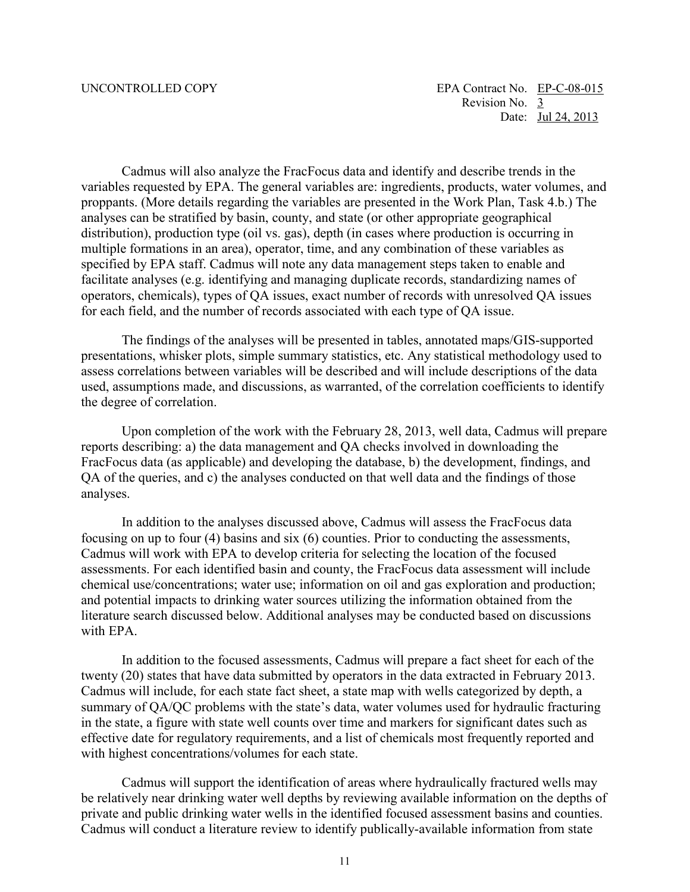Cadmus will also analyze the FracFocus data and identify and describe trends in the variables requested by EPA. The general variables are: ingredients, products, water volumes, and proppants. (More details regarding the variables are presented in the Work Plan, Task 4.b.) The analyses can be stratified by basin, county, and state (or other appropriate geographical distribution), production type (oil vs. gas), depth (in cases where production is occurring in multiple formations in an area), operator, time, and any combination of these variables as specified by EPA staff. Cadmus will note any data management steps taken to enable and facilitate analyses (e.g. identifying and managing duplicate records, standardizing names of operators, chemicals), types of QA issues, exact number of records with unresolved QA issues for each field, and the number of records associated with each type of QA issue.

The findings of the analyses will be presented in tables, annotated maps/GIS-supported presentations, whisker plots, simple summary statistics, etc. Any statistical methodology used to assess correlations between variables will be described and will include descriptions of the data used, assumptions made, and discussions, as warranted, of the correlation coefficients to identify the degree of correlation.

Upon completion of the work with the February 28, 2013, well data, Cadmus will prepare reports describing: a) the data management and QA checks involved in downloading the FracFocus data (as applicable) and developing the database, b) the development, findings, and QA of the queries, and c) the analyses conducted on that well data and the findings of those analyses.

In addition to the analyses discussed above, Cadmus will assess the FracFocus data focusing on up to four (4) basins and six (6) counties. Prior to conducting the assessments, Cadmus will work with EPA to develop criteria for selecting the location of the focused assessments. For each identified basin and county, the FracFocus data assessment will include chemical use/concentrations; water use; information on oil and gas exploration and production; and potential impacts to drinking water sources utilizing the information obtained from the literature search discussed below. Additional analyses may be conducted based on discussions with EPA.

In addition to the focused assessments, Cadmus will prepare a fact sheet for each of the twenty (20) states that have data submitted by operators in the data extracted in February 2013. Cadmus will include, for each state fact sheet, a state map with wells categorized by depth, a summary of QA/QC problems with the state's data, water volumes used for hydraulic fracturing in the state, a figure with state well counts over time and markers for significant dates such as effective date for regulatory requirements, and a list of chemicals most frequently reported and with highest concentrations/volumes for each state.

Cadmus will support the identification of areas where hydraulically fractured wells may be relatively near drinking water well depths by reviewing available information on the depths of private and public drinking water wells in the identified focused assessment basins and counties. Cadmus will conduct a literature review to identify publically-available information from state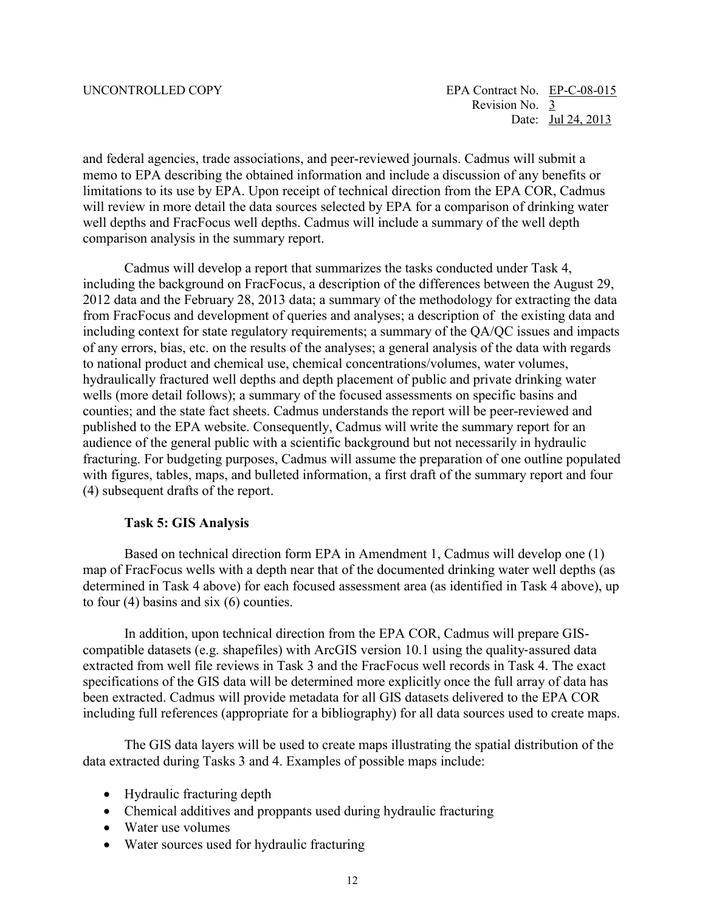and federal agencies, trade associations, and peer-reviewed journals. Cadmus will submit a memo to EPA describing the obtained information and include a discussion of any benefits or limitations to its use by EPA. Upon receipt of technical direction from the EPA COR, Cadmus will review in more detail the data sources selected by EPA for a comparison of drinking water well depths and FracFocus well depths. Cadmus will include a summary of the well depth comparison analysis in the summary report.

Cadmus will develop a report that summarizes the tasks conducted under Task 4, including the background on FracFocus, a description of the differences between the August 29, 2012 data and the February 28, 2013 data; a summary of the methodology for extracting the data from FracFocus and development of queries and analyses; a description of the existing data and including context for state regulatory requirements; a summary of the QA/QC issues and impacts of any errors, bias, etc. on the results of the analyses; a general analysis of the data with regards to national product and chemical use, chemical concentrations/volumes, water volumes, hydraulically fractured well depths and depth placement of public and private drinking water wells (more detail follows); a summary of the focused assessments on specific basins and counties; and the state fact sheets. Cadmus understands the report will be peer-reviewed and published to the EPA website. Consequently, Cadmus will write the summary report for an audience of the general public with a scientific background but not necessarily in hydraulic fracturing. For budgeting purposes, Cadmus will assume the preparation of one outline populated with figures, tables, maps, and bulleted information, a first draft of the summary report and four (4) subsequent drafts of the report.

### Task 5: GIS Analysis

Based on technical direction form EPA in Amendment 1, Cadmus will develop one (1) map of FracFocus wells with a depth near that of the documented drinking water well depths (as determined in Task 4 above) for each focused assessment area (as identified in Task 4 above), up to four (4) basins and six (6) counties.

In addition, upon technical direction from the EPA COR, Cadmus will prepare GIS-compatible datasets (e.g. shapefiles) with ArcGIS version 10.1 using the quality-assured data extracted from well file reviews in Task 3 and the FracFocus well records in Task 4. The exact specifications of the GIS data will be determined more explicitly once the full array of data has been extracted. Cadmus will provide metadata for all GIS datasets delivered to the EPA COR including full references (appropriate for a bibliography) for all data sources used to create maps.

The GIS data layers will be used to create maps illustrating the spatial distribution of the data extracted during Tasks 3 and 4. Examples of possible maps include:

- Hydraulic fracturing depth
- Chemical additives and proppants used during hydraulic fracturing
- Water use volumes
- Water sources used for hydraulic fracturing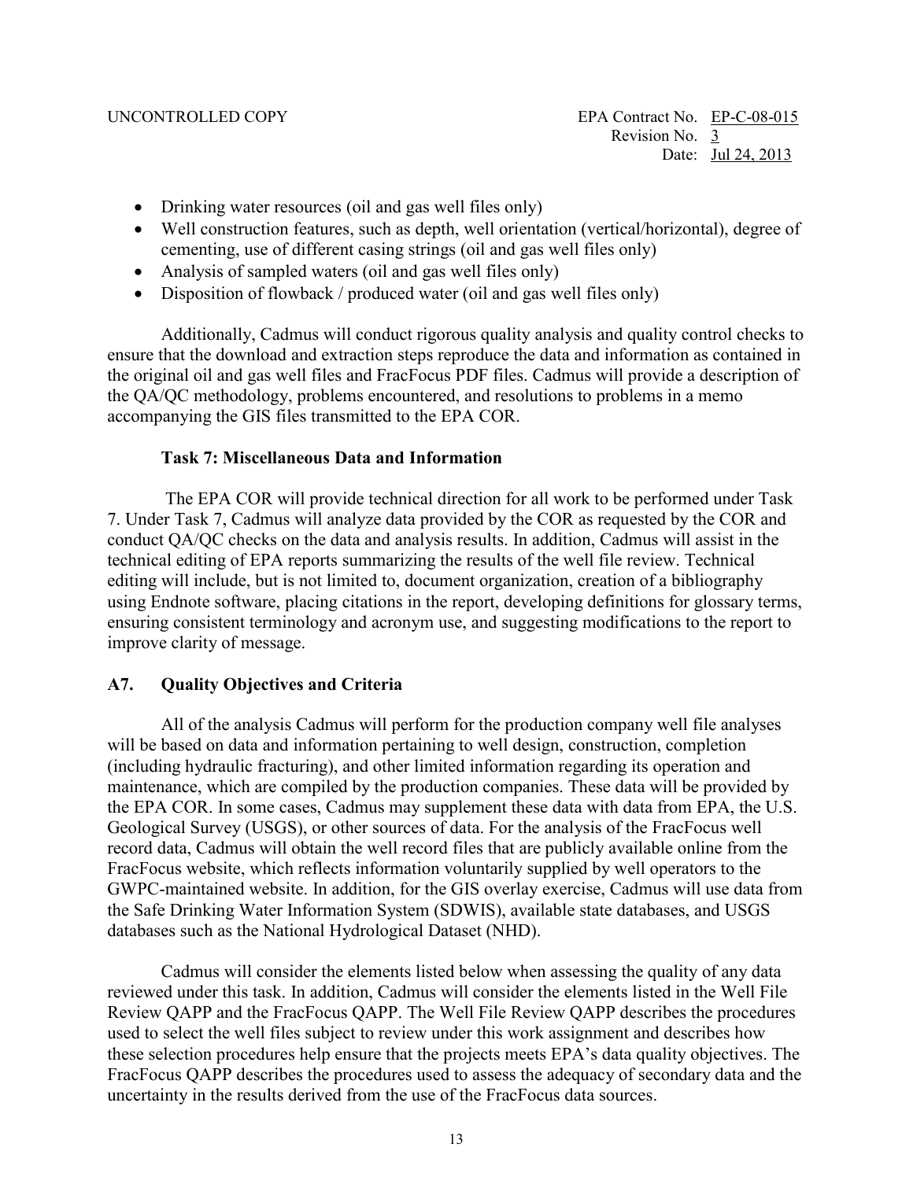- Drinking water resources (oil and gas well files only)
- Well construction features, such as depth, well orientation (vertical/horizontal), degree of cementing, use of different casing strings (oil and gas well files only)
- Analysis of sampled waters (oil and gas well files only)
- Disposition of flowback / produced water (oil and gas well files only)

Additionally, Cadmus will conduct rigorous quality analysis and quality control checks to ensure that the download and extraction steps reproduce the data and information as contained in the original oil and gas well files and FracFocus PDF files. Cadmus will provide a description of the QA/QC methodology, problems encountered, and resolutions to problems in a memo accompanying the GIS files transmitted to the EPA COR.

**Task 7: Miscellaneous Data and Information**

The EPA COR will provide technical direction for all work to be performed under Task 7. Under Task 7, Cadmus will analyze data provided by the COR as requested by the COR and conduct QA/QC checks on the data and analysis results. In addition, Cadmus will assist in the technical editing of EPA reports summarizing the results of the well file review. Technical editing will include, but is not limited to, document organization, creation of a bibliography using Endnote software, placing citations in the report, developing definitions for glossary terms, ensuring consistent terminology and acronym use, and suggesting modifications to the report to improve clarity of message.

## A7. Quality Objectives and Criteria

All of the analysis Cadmus will perform for the production company well file analyses will be based on data and information pertaining to well design, construction, completion (including hydraulic fracturing), and other limited information regarding its operation and maintenance, which are compiled by the production companies. These data will be provided by the EPA COR. In some cases, Cadmus may supplement these data with data from EPA, the U.S. Geological Survey (USGS), or other sources of data. For the analysis of the FracFocus well record data, Cadmus will obtain the well record files that are publicly available online from the FracFocus website, which reflects information voluntarily supplied by well operators to the GWPC-maintained website. In addition, for the GIS overlay exercise, Cadmus will use data from the Safe Drinking Water Information System (SDWIS), available state databases, and USGS databases such as the National Hydrological Dataset (NHD).

Cadmus will consider the elements listed below when assessing the quality of any data reviewed under this task. In addition, Cadmus will consider the elements listed in the Well File Review QAPP and the FracFocus QAPP. The Well File Review QAPP describes the procedures used to select the well files subject to review under this work assignment and describes how these selection procedures help ensure that the projects meets EPA's data quality objectives. The FracFocus QAPP describes the procedures used to assess the adequacy of secondary data and the uncertainty in the results derived from the use of the FracFocus data sources.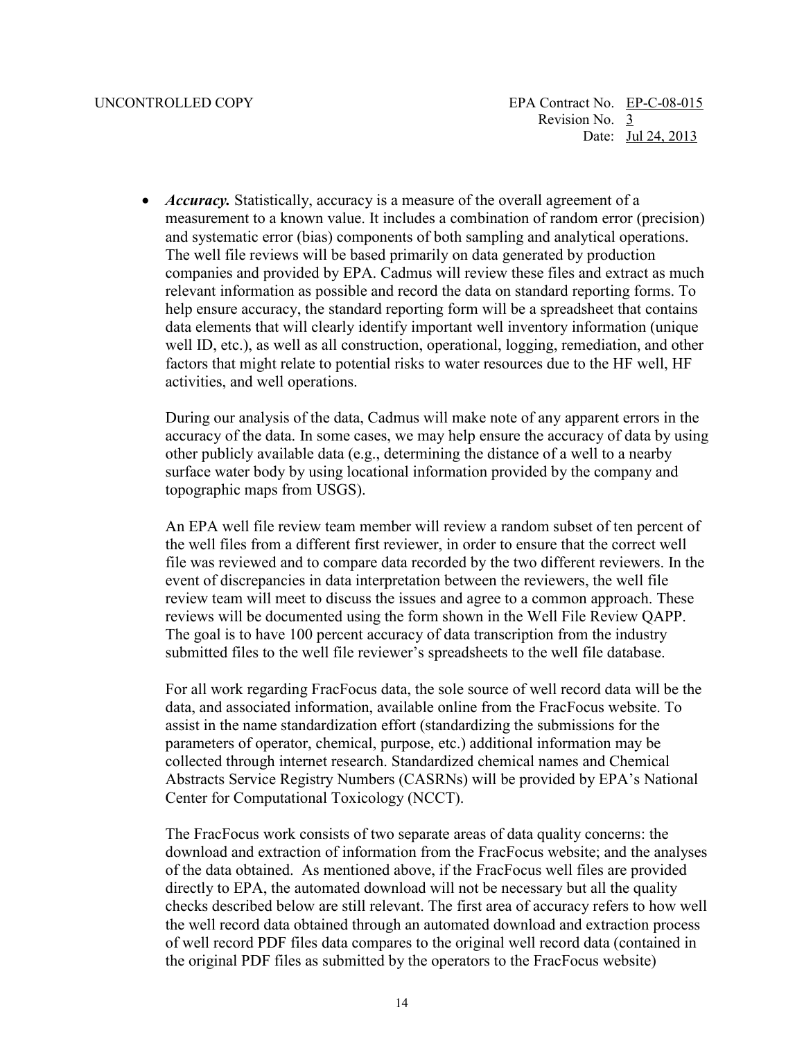- ***Accuracy.*** Statistically, accuracy is a measure of the overall agreement of a measurement to a known value. It includes a combination of random error (precision) and systematic error (bias) components of both sampling and analytical operations. The well file reviews will be based primarily on data generated by production companies and provided by EPA. Cadmus will review these files and extract as much relevant information as possible and record the data on standard reporting forms. To help ensure accuracy, the standard reporting form will be a spreadsheet that contains data elements that will clearly identify important well inventory information (unique well ID, etc.), as well as all construction, operational, logging, remediation, and other factors that might relate to potential risks to water resources due to the HF well, HF activities, and well operations.

  During our analysis of the data, Cadmus will make note of any apparent errors in the accuracy of the data. In some cases, we may help ensure the accuracy of data by using other publicly available data (e.g., determining the distance of a well to a nearby surface water body by using locational information provided by the company and topographic maps from USGS).

  An EPA well file review team member will review a random subset of ten percent of the well files from a different first reviewer, in order to ensure that the correct well file was reviewed and to compare data recorded by the two different reviewers. In the event of discrepancies in data interpretation between the reviewers, the well file review team will meet to discuss the issues and agree to a common approach. These reviews will be documented using the form shown in the Well File Review QAPP. The goal is to have 100 percent accuracy of data transcription from the industry submitted files to the well file reviewer's spreadsheets to the well file database.

  For all work regarding FracFocus data, the sole source of well record data will be the data, and associated information, available online from the FracFocus website. To assist in the name standardization effort (standardizing the submissions for the parameters of operator, chemical, purpose, etc.) additional information may be collected through internet research. Standardized chemical names and Chemical Abstracts Service Registry Numbers (CASRNs) will be provided by EPA's National Center for Computational Toxicology (NCCT).

  The FracFocus work consists of two separate areas of data quality concerns: the download and extraction of information from the FracFocus website; and the analyses of the data obtained. As mentioned above, if the FracFocus well files are provided directly to EPA, the automated download will not be necessary but all the quality checks described below are still relevant. The first area of accuracy refers to how well the well record data obtained through an automated download and extraction process of well record PDF files data compares to the original well record data (contained in the original PDF files as submitted by the operators to the FracFocus website)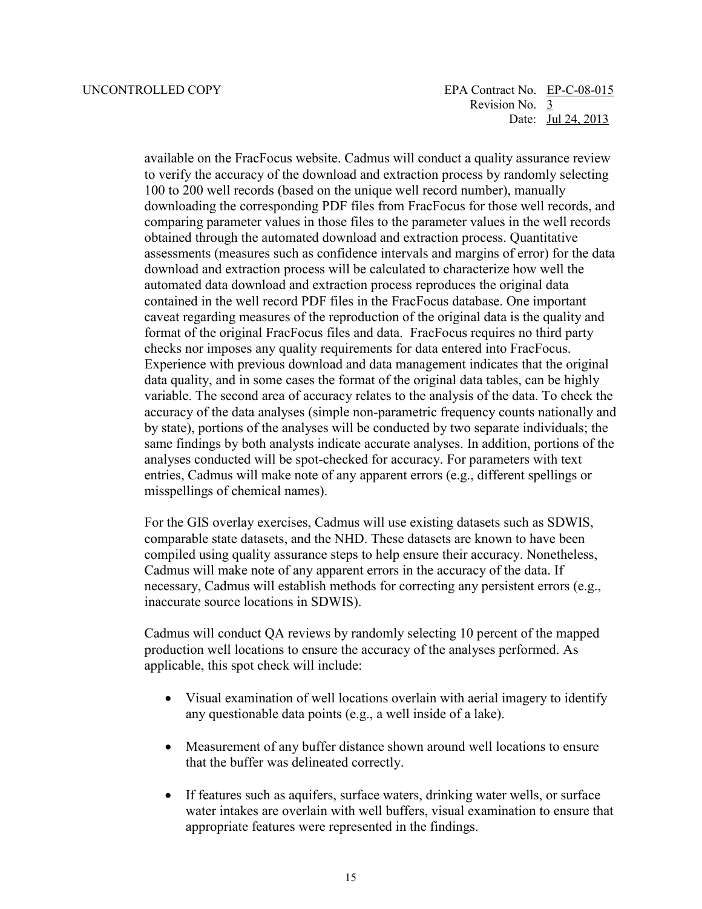available on the FracFocus website. Cadmus will conduct a quality assurance review to verify the accuracy of the download and extraction process by randomly selecting 100 to 200 well records (based on the unique well record number), manually downloading the corresponding PDF files from FracFocus for those well records, and comparing parameter values in those files to the parameter values in the well records obtained through the automated download and extraction process. Quantitative assessments (measures such as confidence intervals and margins of error) for the data download and extraction process will be calculated to characterize how well the automated data download and extraction process reproduces the original data contained in the well record PDF files in the FracFocus database. One important caveat regarding measures of the reproduction of the original data is the quality and format of the original FracFocus files and data. FracFocus requires no third party checks nor imposes any quality requirements for data entered into FracFocus. Experience with previous download and data management indicates that the original data quality, and in some cases the format of the original data tables, can be highly variable. The second area of accuracy relates to the analysis of the data. To check the accuracy of the data analyses (simple non-parametric frequency counts nationally and by state), portions of the analyses will be conducted by two separate individuals; the same findings by both analysts indicate accurate analyses. In addition, portions of the analyses conducted will be spot-checked for accuracy. For parameters with text entries, Cadmus will make note of any apparent errors (e.g., different spellings or misspellings of chemical names).

For the GIS overlay exercises, Cadmus will use existing datasets such as SDWIS, comparable state datasets, and the NHD. These datasets are known to have been compiled using quality assurance steps to help ensure their accuracy. Nonetheless, Cadmus will make note of any apparent errors in the accuracy of the data. If necessary, Cadmus will establish methods for correcting any persistent errors (e.g., inaccurate source locations in SDWIS).

Cadmus will conduct QA reviews by randomly selecting 10 percent of the mapped production well locations to ensure the accuracy of the analyses performed. As applicable, this spot check will include:

- Visual examination of well locations overlain with aerial imagery to identify any questionable data points (e.g., a well inside of a lake).
- Measurement of any buffer distance shown around well locations to ensure that the buffer was delineated correctly.
- If features such as aquifers, surface waters, drinking water wells, or surface water intakes are overlain with well buffers, visual examination to ensure that appropriate features were represented in the findings.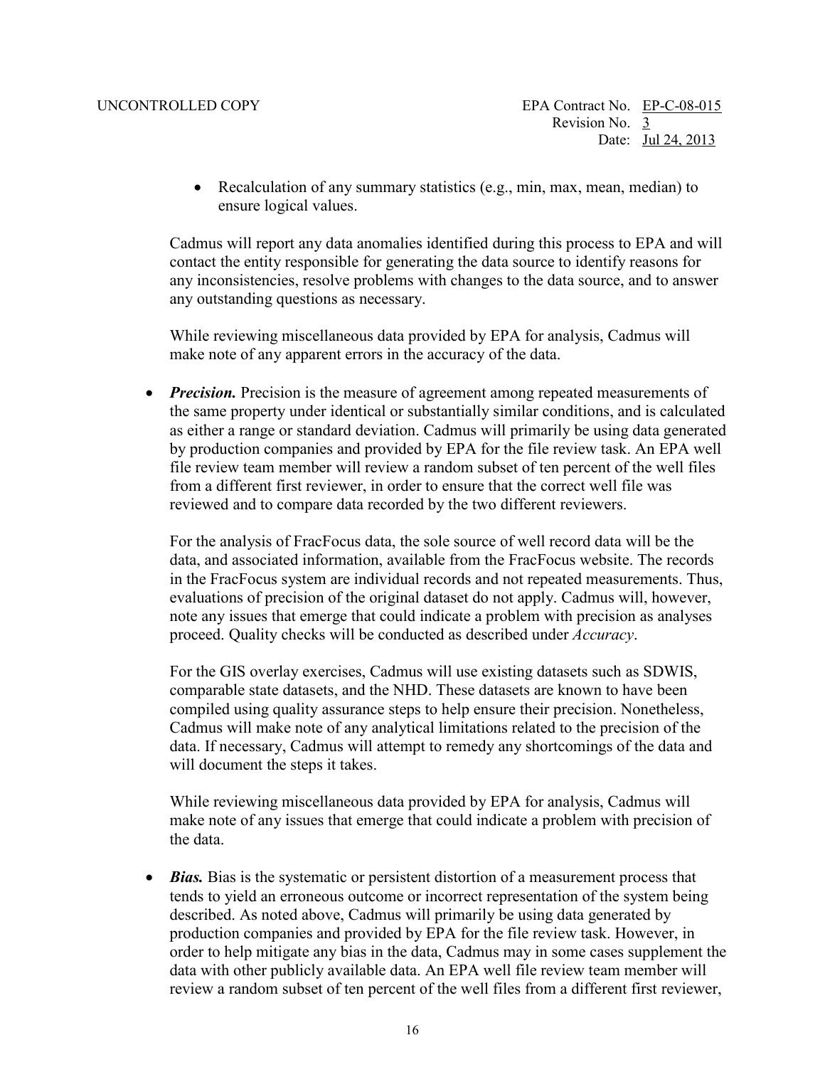- Recalculation of any summary statistics (e.g., min, max, mean, median) to ensure logical values.

Cadmus will report any data anomalies identified during this process to EPA and will contact the entity responsible for generating the data source to identify reasons for any inconsistencies, resolve problems with changes to the data source, and to answer any outstanding questions as necessary.

While reviewing miscellaneous data provided by EPA for analysis, Cadmus will make note of any apparent errors in the accuracy of the data.

- ***Precision.*** Precision is the measure of agreement among repeated measurements of the same property under identical or substantially similar conditions, and is calculated as either a range or standard deviation. Cadmus will primarily be using data generated by production companies and provided by EPA for the file review task. An EPA well file review team member will review a random subset of ten percent of the well files from a different first reviewer, in order to ensure that the correct well file was reviewed and to compare data recorded by the two different reviewers.

  For the analysis of FracFocus data, the sole source of well record data will be the data, and associated information, available from the FracFocus website. The records in the FracFocus system are individual records and not repeated measurements. Thus, evaluations of precision of the original dataset do not apply. Cadmus will, however, note any issues that emerge that could indicate a problem with precision as analyses proceed. Quality checks will be conducted as described under *Accuracy*.

  For the GIS overlay exercises, Cadmus will use existing datasets such as SDWIS, comparable state datasets, and the NHD. These datasets are known to have been compiled using quality assurance steps to help ensure their precision. Nonetheless, Cadmus will make note of any analytical limitations related to the precision of the data. If necessary, Cadmus will attempt to remedy any shortcomings of the data and will document the steps it takes.

  While reviewing miscellaneous data provided by EPA for analysis, Cadmus will make note of any issues that emerge that could indicate a problem with precision of the data.

- ***Bias.*** Bias is the systematic or persistent distortion of a measurement process that tends to yield an erroneous outcome or incorrect representation of the system being described. As noted above, Cadmus will primarily be using data generated by production companies and provided by EPA for the file review task. However, in order to help mitigate any bias in the data, Cadmus may in some cases supplement the data with other publicly available data. An EPA well file review team member will review a random subset of ten percent of the well files from a different first reviewer,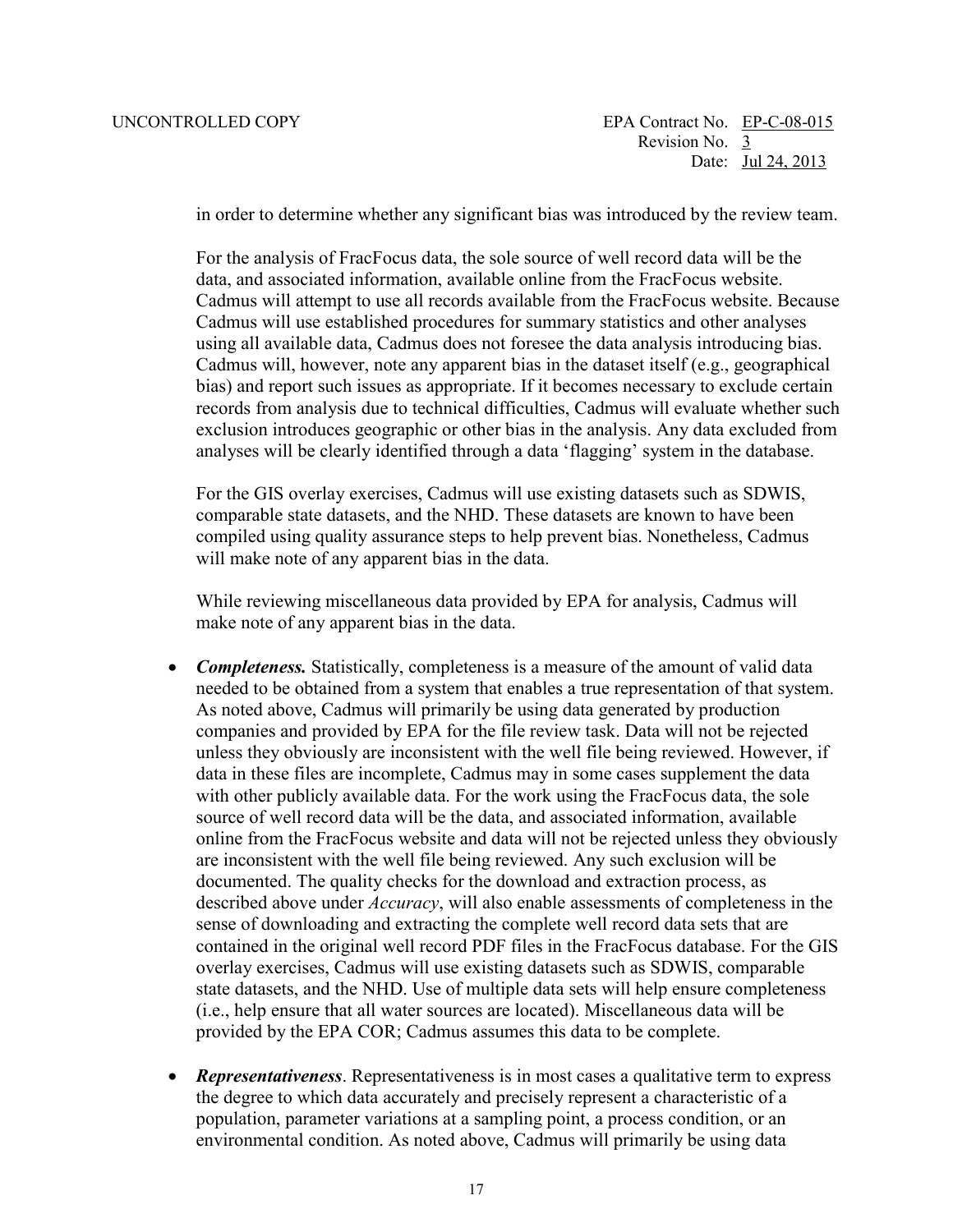in order to determine whether any significant bias was introduced by the review team.

For the analysis of FracFocus data, the sole source of well record data will be the data, and associated information, available online from the FracFocus website. Cadmus will attempt to use all records available from the FracFocus website. Because Cadmus will use established procedures for summary statistics and other analyses using all available data, Cadmus does not foresee the data analysis introducing bias. Cadmus will, however, note any apparent bias in the dataset itself (e.g., geographical bias) and report such issues as appropriate. If it becomes necessary to exclude certain records from analysis due to technical difficulties, Cadmus will evaluate whether such exclusion introduces geographic or other bias in the analysis. Any data excluded from analyses will be clearly identified through a data 'flagging' system in the database.

For the GIS overlay exercises, Cadmus will use existing datasets such as SDWIS, comparable state datasets, and the NHD. These datasets are known to have been compiled using quality assurance steps to help prevent bias. Nonetheless, Cadmus will make note of any apparent bias in the data.

While reviewing miscellaneous data provided by EPA for analysis, Cadmus will make note of any apparent bias in the data.

- ***Completeness.*** Statistically, completeness is a measure of the amount of valid data needed to be obtained from a system that enables a true representation of that system. As noted above, Cadmus will primarily be using data generated by production companies and provided by EPA for the file review task. Data will not be rejected unless they obviously are inconsistent with the well file being reviewed. However, if data in these files are incomplete, Cadmus may in some cases supplement the data with other publicly available data. For the work using the FracFocus data, the sole source of well record data will be the data, and associated information, available online from the FracFocus website and data will not be rejected unless they obviously are inconsistent with the well file being reviewed. Any such exclusion will be documented. The quality checks for the download and extraction process, as described above under *Accuracy*, will also enable assessments of completeness in the sense of downloading and extracting the complete well record data sets that are contained in the original well record PDF files in the FracFocus database. For the GIS overlay exercises, Cadmus will use existing datasets such as SDWIS, comparable state datasets, and the NHD. Use of multiple data sets will help ensure completeness (i.e., help ensure that all water sources are located). Miscellaneous data will be provided by the EPA COR; Cadmus assumes this data to be complete.

- ***Representativeness***. Representativeness is in most cases a qualitative term to express the degree to which data accurately and precisely represent a characteristic of a population, parameter variations at a sampling point, a process condition, or an environmental condition. As noted above, Cadmus will primarily be using data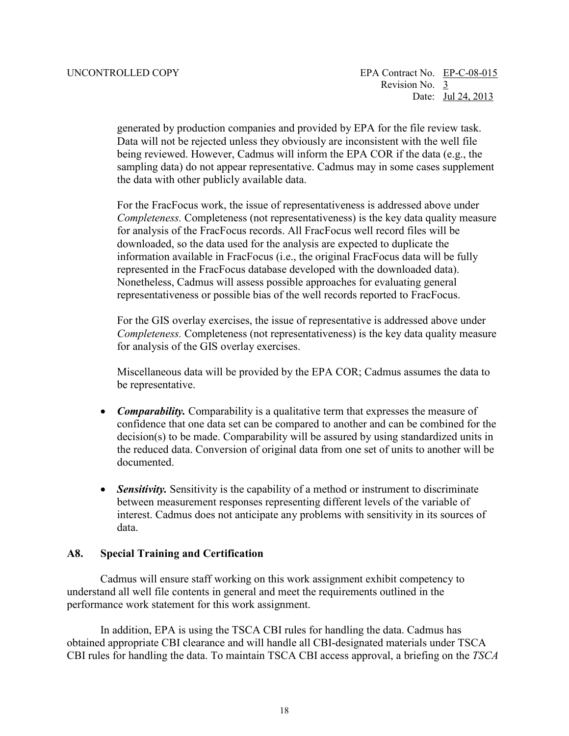generated by production companies and provided by EPA for the file review task. Data will not be rejected unless they obviously are inconsistent with the well file being reviewed. However, Cadmus will inform the EPA COR if the data (e.g., the sampling data) do not appear representative. Cadmus may in some cases supplement the data with other publicly available data.

For the FracFocus work, the issue of representativeness is addressed above under *Completeness.* Completeness (not representativeness) is the key data quality measure for analysis of the FracFocus records. All FracFocus well record files will be downloaded, so the data used for the analysis are expected to duplicate the information available in FracFocus (i.e., the original FracFocus data will be fully represented in the FracFocus database developed with the downloaded data). Nonetheless, Cadmus will assess possible approaches for evaluating general representativeness or possible bias of the well records reported to FracFocus.

For the GIS overlay exercises, the issue of representative is addressed above under *Completeness.* Completeness (not representativeness) is the key data quality measure for analysis of the GIS overlay exercises.

Miscellaneous data will be provided by the EPA COR; Cadmus assumes the data to be representative.

- ***Comparability.*** Comparability is a qualitative term that expresses the measure of confidence that one data set can be compared to another and can be combined for the decision(s) to be made. Comparability will be assured by using standardized units in the reduced data. Conversion of original data from one set of units to another will be documented.

- ***Sensitivity.*** Sensitivity is the capability of a method or instrument to discriminate between measurement responses representing different levels of the variable of interest. Cadmus does not anticipate any problems with sensitivity in its sources of data.

## A8. Special Training and Certification

Cadmus will ensure staff working on this work assignment exhibit competency to understand all well file contents in general and meet the requirements outlined in the performance work statement for this work assignment.

In addition, EPA is using the TSCA CBI rules for handling the data. Cadmus has obtained appropriate CBI clearance and will handle all CBI-designated materials under TSCA CBI rules for handling the data. To maintain TSCA CBI access approval, a briefing on the *TSCA*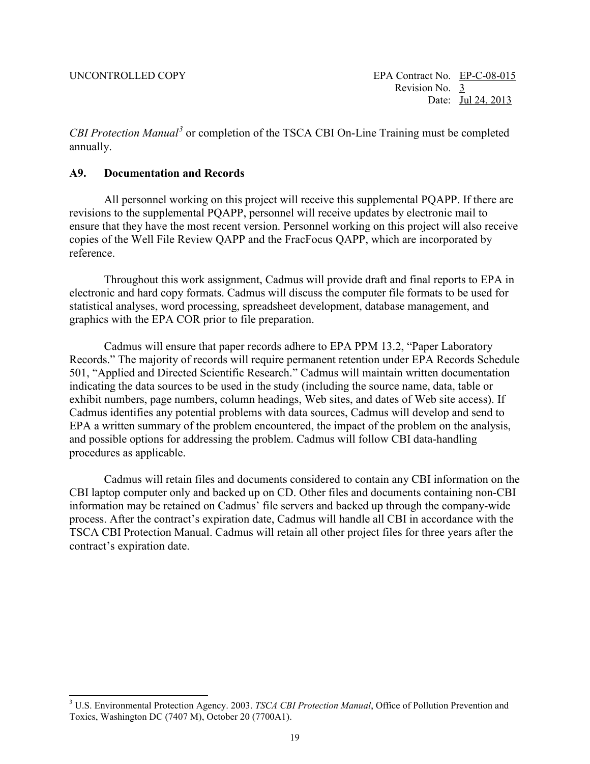*CBI Protection Manual*[3] or completion of the TSCA CBI On-Line Training must be completed annually.

### A9. Documentation and Records

All personnel working on this project will receive this supplemental PQAPP. If there are revisions to the supplemental PQAPP, personnel will receive updates by electronic mail to ensure that they have the most recent version. Personnel working on this project will also receive copies of the Well File Review QAPP and the FracFocus QAPP, which are incorporated by reference.

Throughout this work assignment, Cadmus will provide draft and final reports to EPA in electronic and hard copy formats. Cadmus will discuss the computer file formats to be used for statistical analyses, word processing, spreadsheet development, database management, and graphics with the EPA COR prior to file preparation.

Cadmus will ensure that paper records adhere to EPA PPM 13.2, "Paper Laboratory Records." The majority of records will require permanent retention under EPA Records Schedule 501, "Applied and Directed Scientific Research." Cadmus will maintain written documentation indicating the data sources to be used in the study (including the source name, data, table or exhibit numbers, page numbers, column headings, Web sites, and dates of Web site access). If Cadmus identifies any potential problems with data sources, Cadmus will develop and send to EPA a written summary of the problem encountered, the impact of the problem on the analysis, and possible options for addressing the problem. Cadmus will follow CBI data-handling procedures as applicable.

Cadmus will retain files and documents considered to contain any CBI information on the CBI laptop computer only and backed up on CD. Other files and documents containing non-CBI information may be retained on Cadmus' file servers and backed up through the company-wide process. After the contract's expiration date, Cadmus will handle all CBI in accordance with the TSCA CBI Protection Manual. Cadmus will retain all other project files for three years after the contract's expiration date.

---

[3] U.S. Environmental Protection Agency. 2003. *TSCA CBI Protection Manual*, Office of Pollution Prevention and Toxics, Washington DC (7407 M), October 20 (7700A1).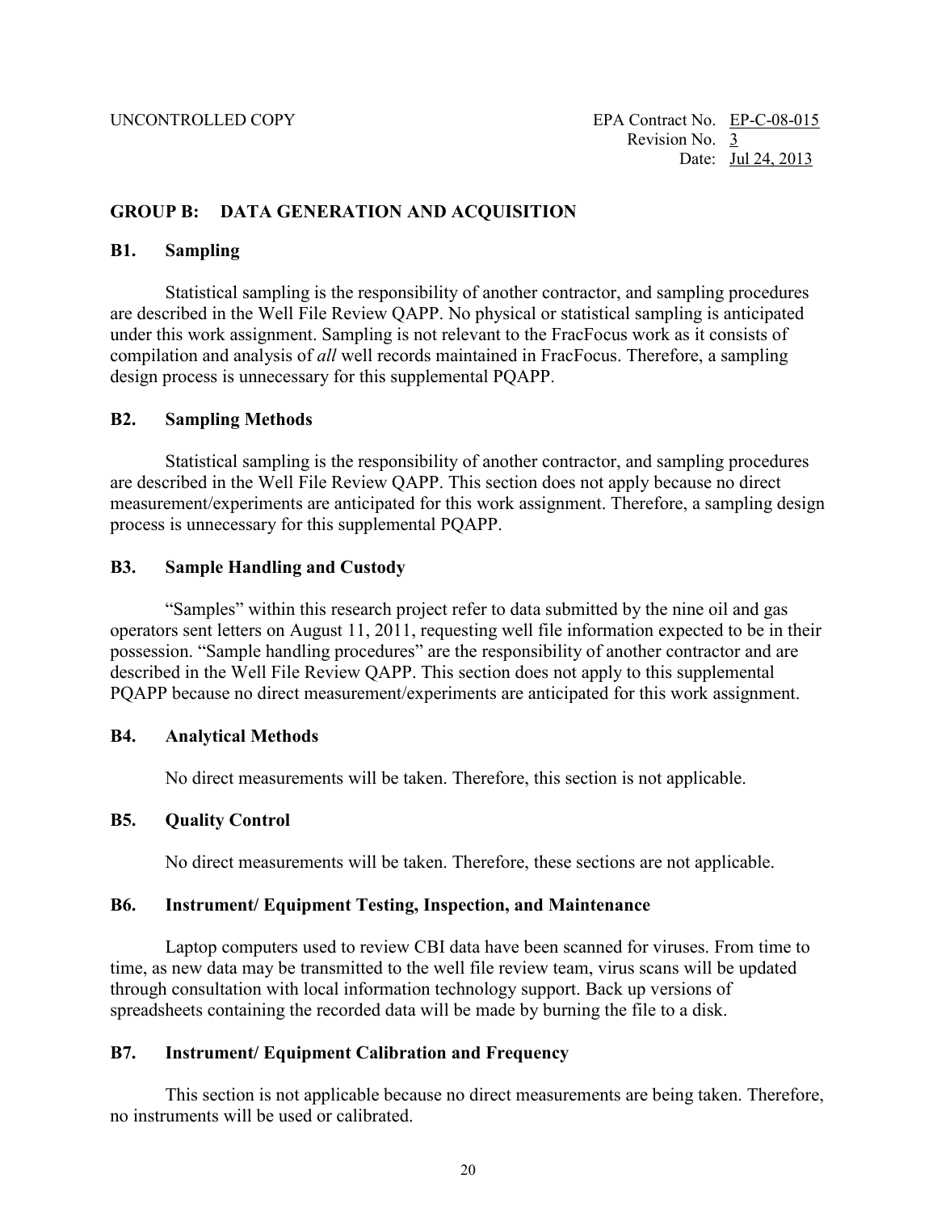## GROUP B: DATA GENERATION AND ACQUISITION

### B1. Sampling

Statistical sampling is the responsibility of another contractor, and sampling procedures are described in the Well File Review QAPP. No physical or statistical sampling is anticipated under this work assignment. Sampling is not relevant to the FracFocus work as it consists of compilation and analysis of *all* well records maintained in FracFocus. Therefore, a sampling design process is unnecessary for this supplemental PQAPP.

### B2. Sampling Methods

Statistical sampling is the responsibility of another contractor, and sampling procedures are described in the Well File Review QAPP. This section does not apply because no direct measurement/experiments are anticipated for this work assignment. Therefore, a sampling design process is unnecessary for this supplemental PQAPP.

### B3. Sample Handling and Custody

"Samples" within this research project refer to data submitted by the nine oil and gas operators sent letters on August 11, 2011, requesting well file information expected to be in their possession. "Sample handling procedures" are the responsibility of another contractor and are described in the Well File Review QAPP. This section does not apply to this supplemental PQAPP because no direct measurement/experiments are anticipated for this work assignment.

### B4. Analytical Methods

No direct measurements will be taken. Therefore, this section is not applicable.

### B5. Quality Control

No direct measurements will be taken. Therefore, these sections are not applicable.

### B6. Instrument/ Equipment Testing, Inspection, and Maintenance

Laptop computers used to review CBI data have been scanned for viruses. From time to time, as new data may be transmitted to the well file review team, virus scans will be updated through consultation with local information technology support. Back up versions of spreadsheets containing the recorded data will be made by burning the file to a disk.

### B7. Instrument/ Equipment Calibration and Frequency

This section is not applicable because no direct measurements are being taken. Therefore, no instruments will be used or calibrated.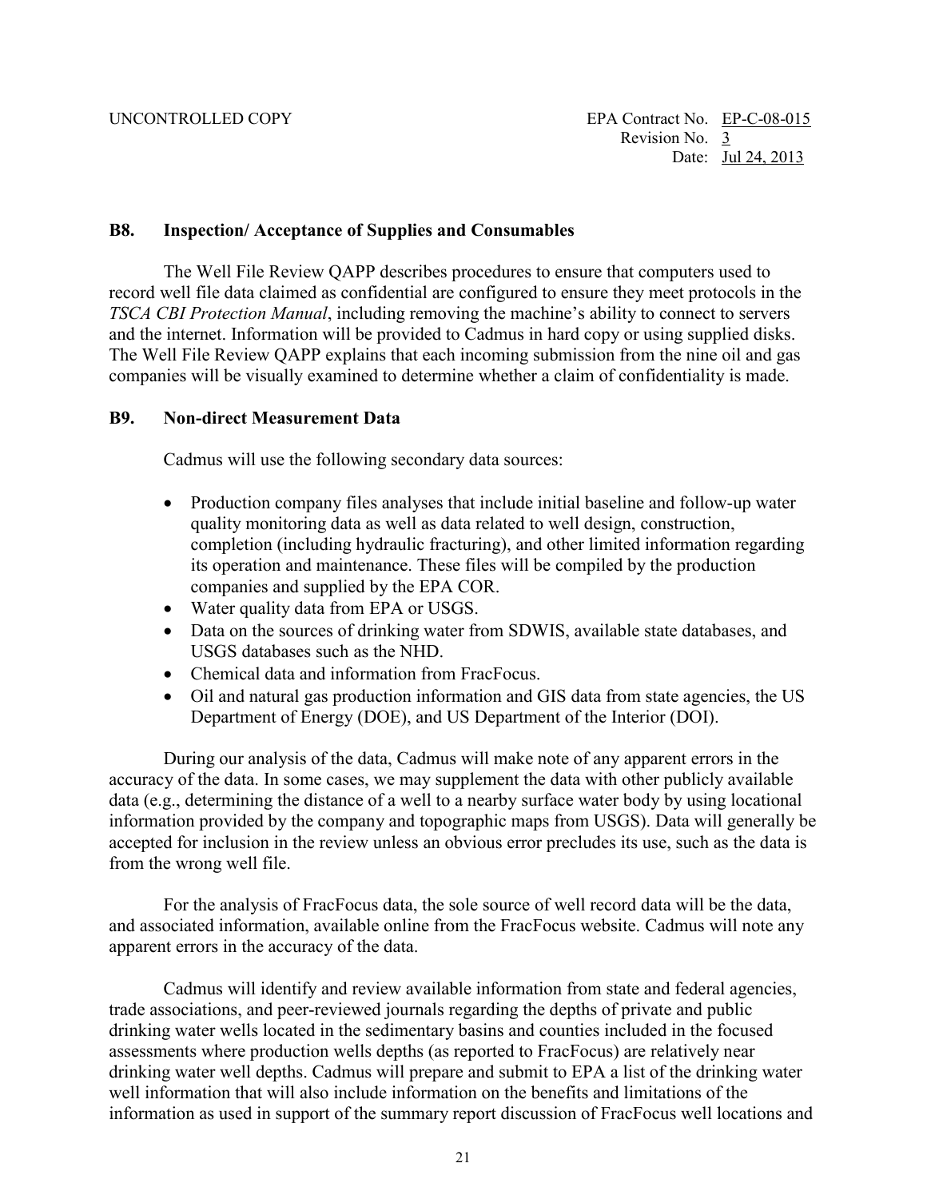## B8. Inspection/ Acceptance of Supplies and Consumables

The Well File Review QAPP describes procedures to ensure that computers used to record well file data claimed as confidential are configured to ensure they meet protocols in the *TSCA CBI Protection Manual*, including removing the machine's ability to connect to servers and the internet. Information will be provided to Cadmus in hard copy or using supplied disks. The Well File Review QAPP explains that each incoming submission from the nine oil and gas companies will be visually examined to determine whether a claim of confidentiality is made.

## B9. Non-direct Measurement Data

Cadmus will use the following secondary data sources:

- Production company files analyses that include initial baseline and follow-up water quality monitoring data as well as data related to well design, construction, completion (including hydraulic fracturing), and other limited information regarding its operation and maintenance. These files will be compiled by the production companies and supplied by the EPA COR.
- Water quality data from EPA or USGS.
- Data on the sources of drinking water from SDWIS, available state databases, and USGS databases such as the NHD.
- Chemical data and information from FracFocus.
- Oil and natural gas production information and GIS data from state agencies, the US Department of Energy (DOE), and US Department of the Interior (DOI).

During our analysis of the data, Cadmus will make note of any apparent errors in the accuracy of the data. In some cases, we may supplement the data with other publicly available data (e.g., determining the distance of a well to a nearby surface water body by using locational information provided by the company and topographic maps from USGS). Data will generally be accepted for inclusion in the review unless an obvious error precludes its use, such as the data is from the wrong well file.

For the analysis of FracFocus data, the sole source of well record data will be the data, and associated information, available online from the FracFocus website. Cadmus will note any apparent errors in the accuracy of the data.

Cadmus will identify and review available information from state and federal agencies, trade associations, and peer-reviewed journals regarding the depths of private and public drinking water wells located in the sedimentary basins and counties included in the focused assessments where production wells depths (as reported to FracFocus) are relatively near drinking water well depths. Cadmus will prepare and submit to EPA a list of the drinking water well information that will also include information on the benefits and limitations of the information as used in support of the summary report discussion of FracFocus well locations and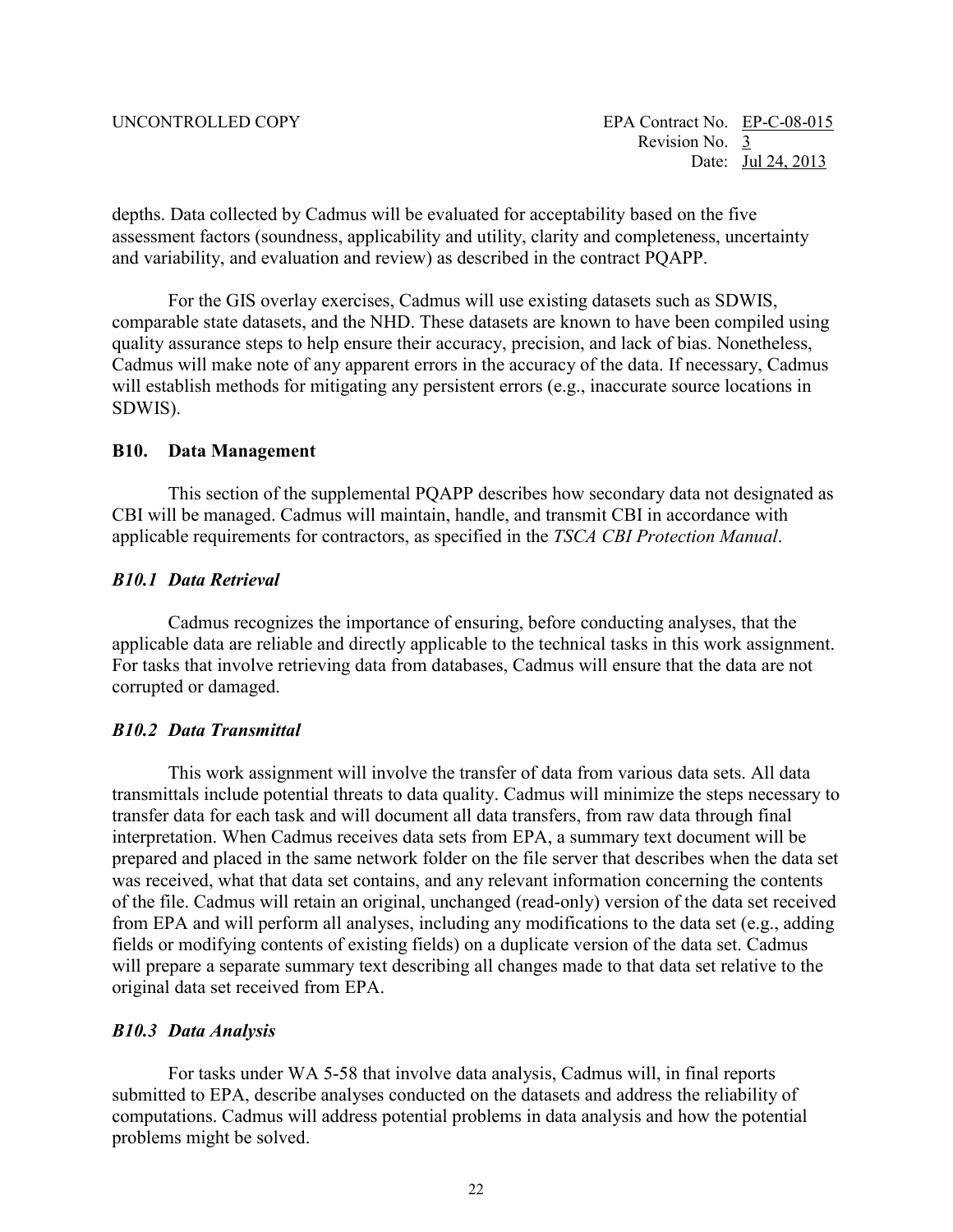depths. Data collected by Cadmus will be evaluated for acceptability based on the five assessment factors (soundness, applicability and utility, clarity and completeness, uncertainty and variability, and evaluation and review) as described in the contract PQAPP.

For the GIS overlay exercises, Cadmus will use existing datasets such as SDWIS, comparable state datasets, and the NHD. These datasets are known to have been compiled using quality assurance steps to help ensure their accuracy, precision, and lack of bias. Nonetheless, Cadmus will make note of any apparent errors in the accuracy of the data. If necessary, Cadmus will establish methods for mitigating any persistent errors (e.g., inaccurate source locations in SDWIS).

## B10. Data Management

This section of the supplemental PQAPP describes how secondary data not designated as CBI will be managed. Cadmus will maintain, handle, and transmit CBI in accordance with applicable requirements for contractors, as specified in the *TSCA CBI Protection Manual*.

### *B10.1 Data Retrieval*

Cadmus recognizes the importance of ensuring, before conducting analyses, that the applicable data are reliable and directly applicable to the technical tasks in this work assignment. For tasks that involve retrieving data from databases, Cadmus will ensure that the data are not corrupted or damaged.

### *B10.2 Data Transmittal*

This work assignment will involve the transfer of data from various data sets. All data transmittals include potential threats to data quality. Cadmus will minimize the steps necessary to transfer data for each task and will document all data transfers, from raw data through final interpretation. When Cadmus receives data sets from EPA, a summary text document will be prepared and placed in the same network folder on the file server that describes when the data set was received, what that data set contains, and any relevant information concerning the contents of the file. Cadmus will retain an original, unchanged (read-only) version of the data set received from EPA and will perform all analyses, including any modifications to the data set (e.g., adding fields or modifying contents of existing fields) on a duplicate version of the data set. Cadmus will prepare a separate summary text describing all changes made to that data set relative to the original data set received from EPA.

### *B10.3 Data Analysis*

For tasks under WA 5-58 that involve data analysis, Cadmus will, in final reports submitted to EPA, describe analyses conducted on the datasets and address the reliability of computations. Cadmus will address potential problems in data analysis and how the potential problems might be solved.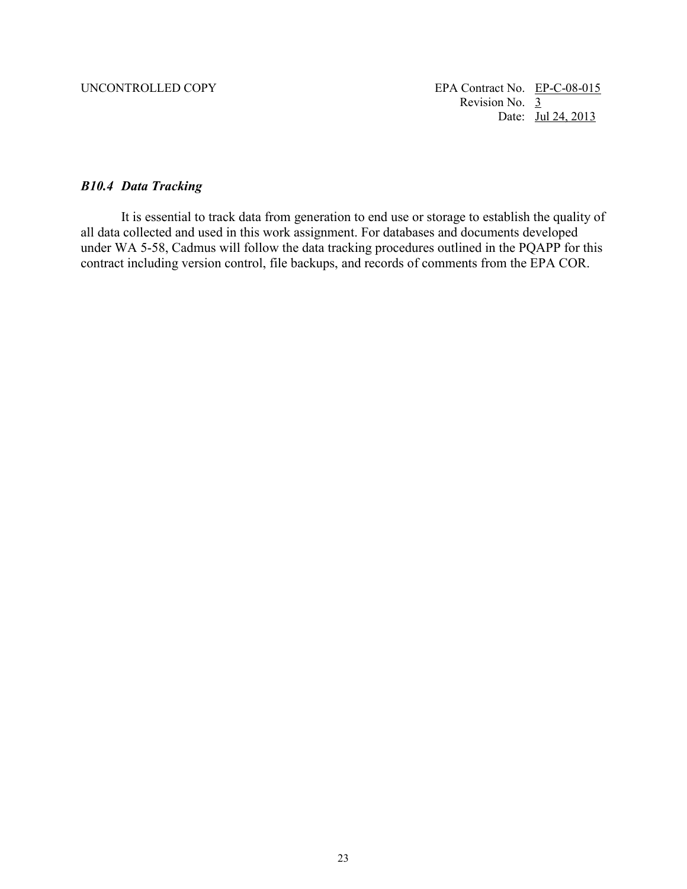### *B10.4 Data Tracking*

It is essential to track data from generation to end use or storage to establish the quality of all data collected and used in this work assignment. For databases and documents developed under WA 5-58, Cadmus will follow the data tracking procedures outlined in the PQAPP for this contract including version control, file backups, and records of comments from the EPA COR.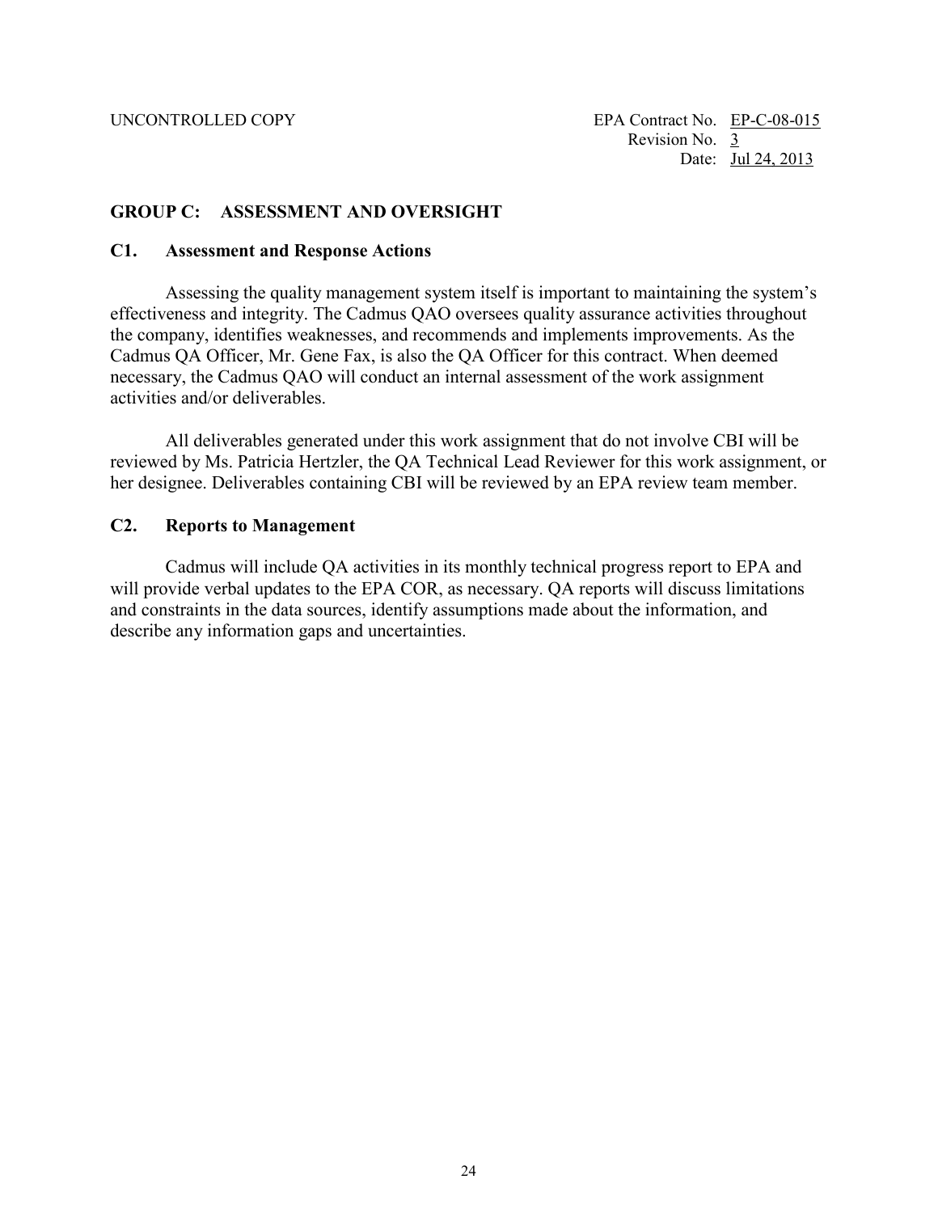## GROUP C: ASSESSMENT AND OVERSIGHT

### C1. Assessment and Response Actions

Assessing the quality management system itself is important to maintaining the system's effectiveness and integrity. The Cadmus QAO oversees quality assurance activities throughout the company, identifies weaknesses, and recommends and implements improvements. As the Cadmus QA Officer, Mr. Gene Fax, is also the QA Officer for this contract. When deemed necessary, the Cadmus QAO will conduct an internal assessment of the work assignment activities and/or deliverables.

All deliverables generated under this work assignment that do not involve CBI will be reviewed by Ms. Patricia Hertzler, the QA Technical Lead Reviewer for this work assignment, or her designee. Deliverables containing CBI will be reviewed by an EPA review team member.

### C2. Reports to Management

Cadmus will include QA activities in its monthly technical progress report to EPA and will provide verbal updates to the EPA COR, as necessary. QA reports will discuss limitations and constraints in the data sources, identify assumptions made about the information, and describe any information gaps and uncertainties.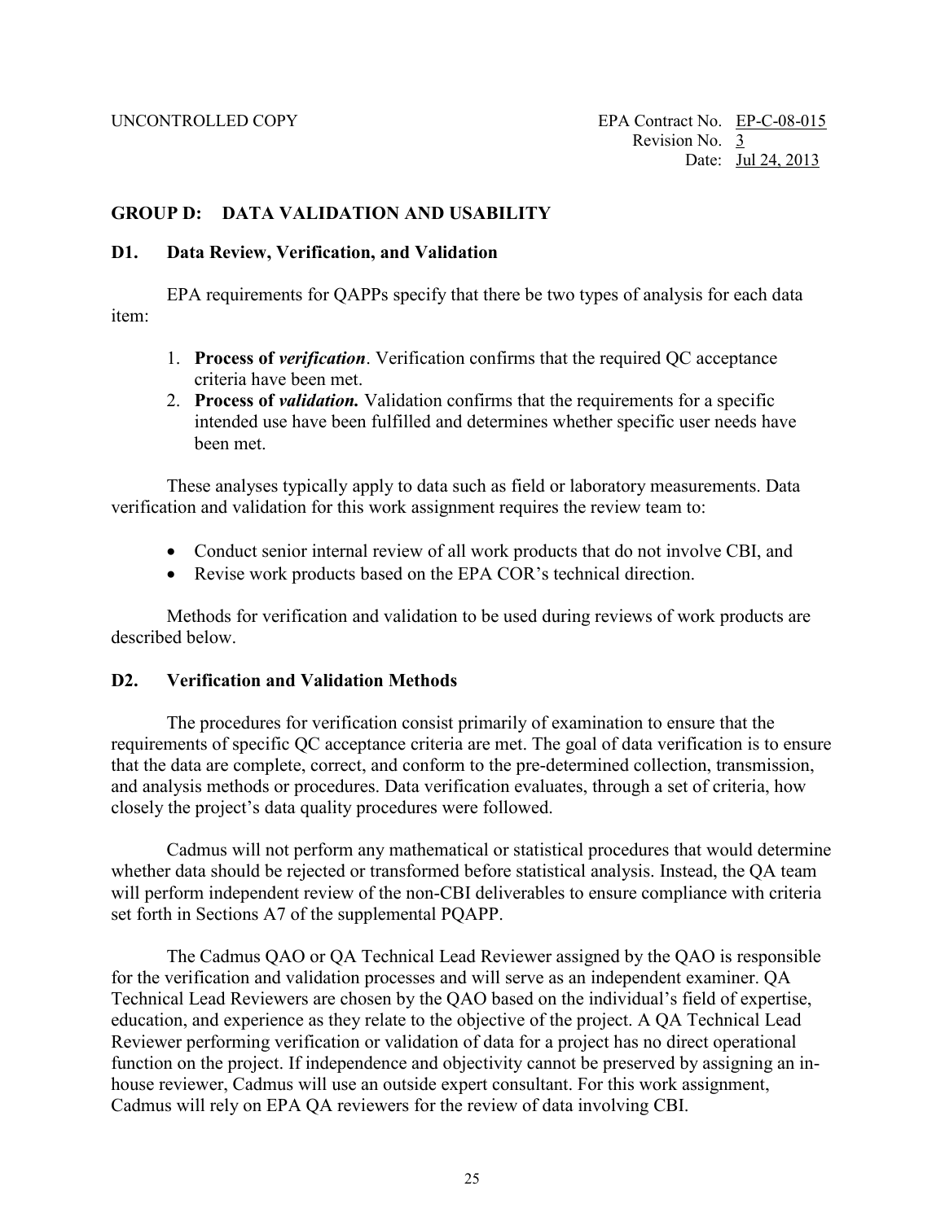## GROUP D: DATA VALIDATION AND USABILITY

### D1. Data Review, Verification, and Validation

EPA requirements for QAPPs specify that there be two types of analysis for each data item:

1. **Process of *verification***. Verification confirms that the required QC acceptance criteria have been met.
2. **Process of *validation.*** Validation confirms that the requirements for a specific intended use have been fulfilled and determines whether specific user needs have been met.

These analyses typically apply to data such as field or laboratory measurements. Data verification and validation for this work assignment requires the review team to:

- Conduct senior internal review of all work products that do not involve CBI, and
- Revise work products based on the EPA COR's technical direction.

Methods for verification and validation to be used during reviews of work products are described below.

### D2. Verification and Validation Methods

The procedures for verification consist primarily of examination to ensure that the requirements of specific QC acceptance criteria are met. The goal of data verification is to ensure that the data are complete, correct, and conform to the pre-determined collection, transmission, and analysis methods or procedures. Data verification evaluates, through a set of criteria, how closely the project's data quality procedures were followed.

Cadmus will not perform any mathematical or statistical procedures that would determine whether data should be rejected or transformed before statistical analysis. Instead, the QA team will perform independent review of the non-CBI deliverables to ensure compliance with criteria set forth in Sections A7 of the supplemental PQAPP.

The Cadmus QAO or QA Technical Lead Reviewer assigned by the QAO is responsible for the verification and validation processes and will serve as an independent examiner. QA Technical Lead Reviewers are chosen by the QAO based on the individual's field of expertise, education, and experience as they relate to the objective of the project. A QA Technical Lead Reviewer performing verification or validation of data for a project has no direct operational function on the project. If independence and objectivity cannot be preserved by assigning an in-house reviewer, Cadmus will use an outside expert consultant. For this work assignment, Cadmus will rely on EPA QA reviewers for the review of data involving CBI.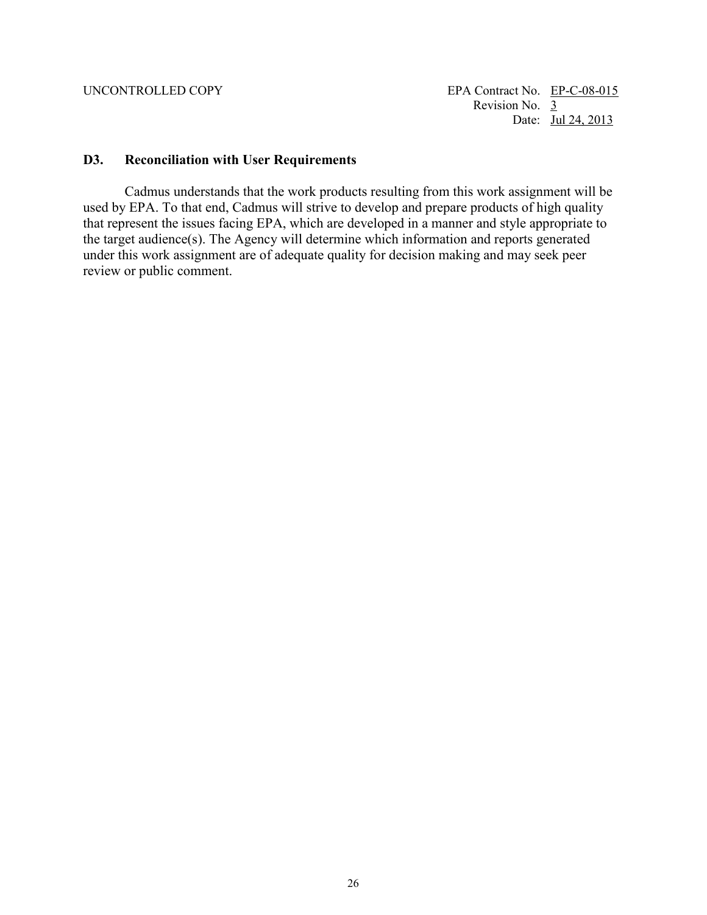### D3. Reconciliation with User Requirements

Cadmus understands that the work products resulting from this work assignment will be used by EPA. To that end, Cadmus will strive to develop and prepare products of high quality that represent the issues facing EPA, which are developed in a manner and style appropriate to the target audience(s). The Agency will determine which information and reports generated under this work assignment are of adequate quality for decision making and may seek peer review or public comment.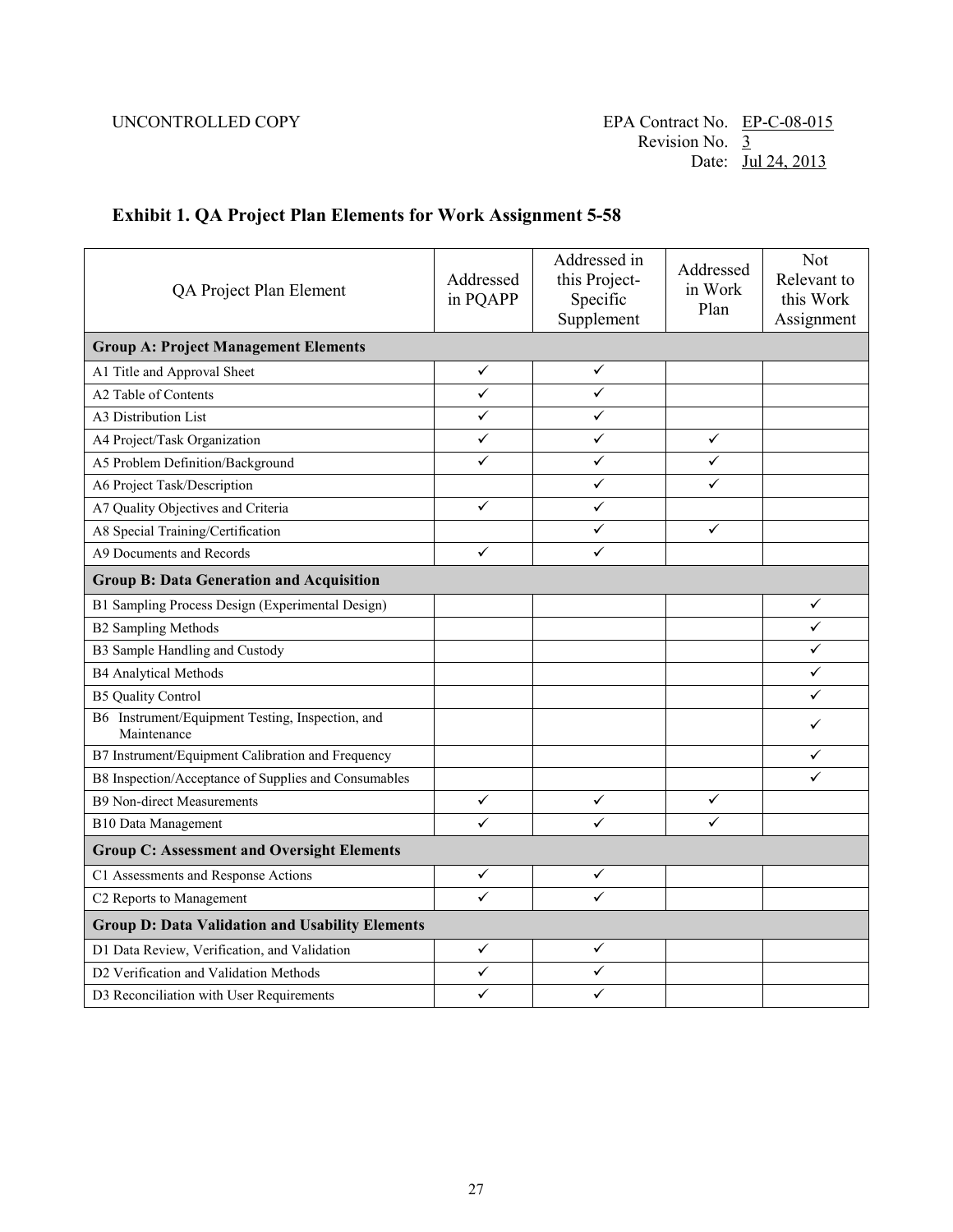## Exhibit 1. QA Project Plan Elements for Work Assignment 5-58

| QA Project Plan Element | Addressed in PQAPP | Addressed in this Project-Specific Supplement | Addressed in Work Plan | Not Relevant to this Work Assignment |
|---|---|---|---|---|
| **Group A: Project Management Elements** | | | | |
| A1 Title and Approval Sheet | ✓ | ✓ | | |
| A2 Table of Contents | ✓ | ✓ | | |
| A3 Distribution List | ✓ | ✓ | | |
| A4 Project/Task Organization | ✓ | ✓ | ✓ | |
| A5 Problem Definition/Background | ✓ | ✓ | ✓ | |
| A6 Project Task/Description | | ✓ | ✓ | |
| A7 Quality Objectives and Criteria | ✓ | ✓ | | |
| A8 Special Training/Certification | | ✓ | ✓ | |
| A9 Documents and Records | ✓ | ✓ | | |
| **Group B: Data Generation and Acquisition** | | | | |
| B1 Sampling Process Design (Experimental Design) | | | | ✓ |
| B2 Sampling Methods | | | | ✓ |
| B3 Sample Handling and Custody | | | | ✓ |
| B4 Analytical Methods | | | | ✓ |
| B5 Quality Control | | | | ✓ |
| B6 Instrument/Equipment Testing, Inspection, and Maintenance | | | | ✓ |
| B7 Instrument/Equipment Calibration and Frequency | | | | ✓ |
| B8 Inspection/Acceptance of Supplies and Consumables | | | | ✓ |
| B9 Non-direct Measurements | ✓ | ✓ | ✓ | |
| B10 Data Management | ✓ | ✓ | ✓ | |
| **Group C: Assessment and Oversight Elements** | | | | |
| C1 Assessments and Response Actions | ✓ | ✓ | | |
| C2 Reports to Management | ✓ | ✓ | | |
| **Group D: Data Validation and Usability Elements** | | | | |
| D1 Data Review, Verification, and Validation | ✓ | ✓ | | |
| D2 Verification and Validation Methods | ✓ | ✓ | | |
| D3 Reconciliation with User Requirements | ✓ | ✓ | | |